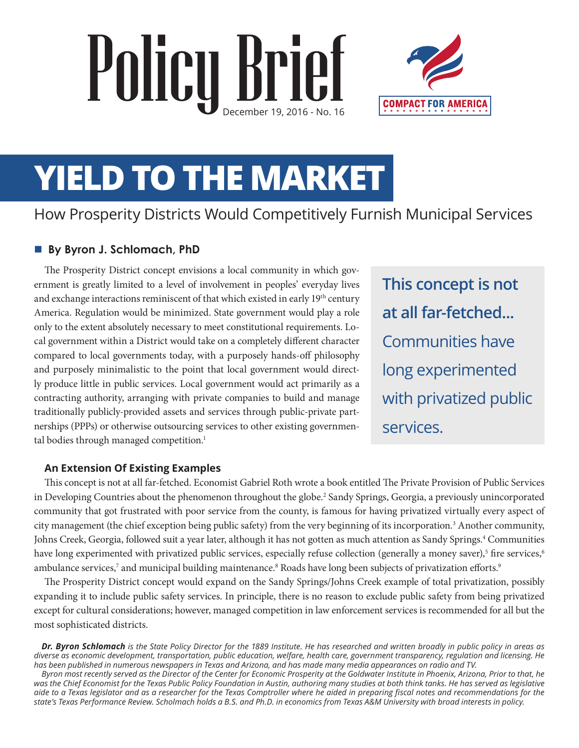# Policy Brief

December 19, 2016 - No. 16

COMPACT FOR AMERICA

# YIELD TO THE MARKET

## How Prosperity Districts Would Competitively Furnish Municipal Services

**By Byron J. Schlomach, PhD**

The Prosperity District concept envisions a local community in which government is greatly limited to a level of involvement in peoples' everyday lives and exchange interactions reminiscent of that which existed in early 19th century America. Regulation would be minimized. State government would play a role only to the extent absolutely necessary to meet constitutional requirements. Local government within a District would take on a completely different character compared to local governments today, with a purposely hands-off philosophy and purposely minimalistic to the point that local government would directly produce little in public services. Local government would act primarily as a contracting authority, arranging with private companies to build and manage traditionally publicly-provided assets and services through public-private partnerships (PPPs) or otherwise outsourcing services to other existing governmental bodies through managed competition.[1]

> **This concept is not at all far-fetched...** Communities have long experimented with privatized public services.

### An Extension Of Existing Examples

This concept is not at all far-fetched. Economist Gabriel Roth wrote a book entitled The Private Provision of Public Services in Developing Countries about the phenomenon throughout the globe.[2] Sandy Springs, Georgia, a previously unincorporated community that got frustrated with poor service from the county, is famous for having privatized virtually every aspect of city management (the chief exception being public safety) from the very beginning of its incorporation.[3] Another community, Johns Creek, Georgia, followed suit a year later, although it has not gotten as much attention as Sandy Springs.[4] Communities have long experimented with privatized public services, especially refuse collection (generally a money saver),[5] fire services,[6] ambulance services,[7] and municipal building maintenance.[8] Roads have long been subjects of privatization efforts.[9]

The Prosperity District concept would expand on the Sandy Springs/Johns Creek example of total privatization, possibly expanding it to include public safety services. In principle, there is no reason to exclude public safety from being privatized except for cultural considerations; however, managed competition in law enforcement services is recommended for all but the most sophisticated districts.

***Dr. Byron Schlomach*** *is the State Policy Director for the 1889 Institute. He has researched and written broadly in public policy in areas as diverse as economic development, transportation, public education, welfare, health care, government transparency, regulation and licensing. He has been published in numerous newspapers in Texas and Arizona, and has made many media appearances on radio and TV.*

*Byron most recently served as the Director of the Center for Economic Prosperity at the Goldwater Institute in Phoenix, Arizona, Prior to that, he was the Chief Economist for the Texas Public Policy Foundation in Austin, authoring many studies at both think tanks. He has served as legislative aide to a Texas legislator and as a researcher for the Texas Comptroller where he aided in preparing fiscal notes and recommendations for the state's Texas Performance Review. Scholmach holds a B.S. and Ph.D. in economics from Texas A&M University with broad interests in policy.*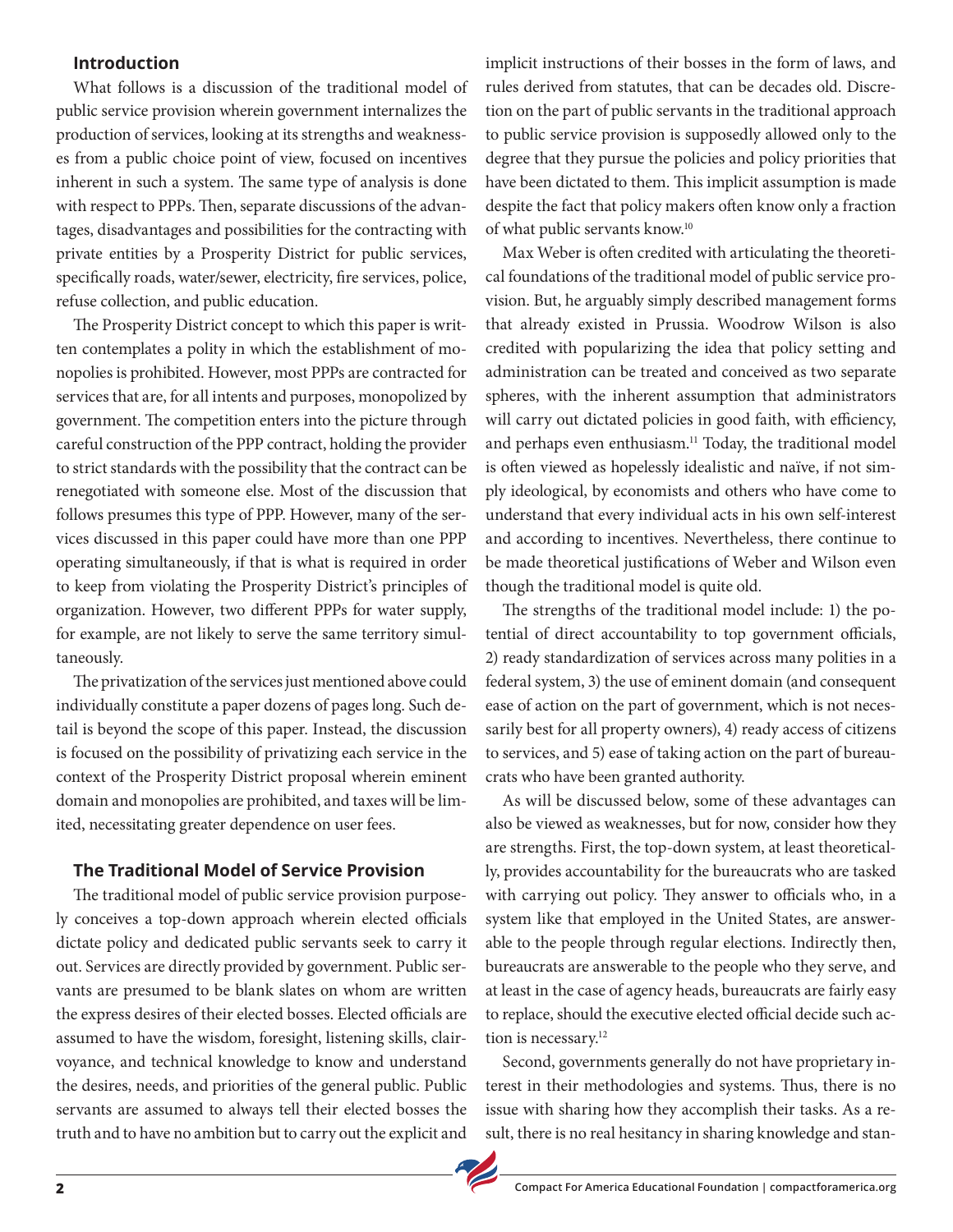## Introduction

What follows is a discussion of the traditional model of public service provision wherein government internalizes the production of services, looking at its strengths and weaknesses from a public choice point of view, focused on incentives inherent in such a system. The same type of analysis is done with respect to PPPs. Then, separate discussions of the advantages, disadvantages and possibilities for the contracting with private entities by a Prosperity District for public services, specifically roads, water/sewer, electricity, fire services, police, refuse collection, and public education.

The Prosperity District concept to which this paper is written contemplates a polity in which the establishment of monopolies is prohibited. However, most PPPs are contracted for services that are, for all intents and purposes, monopolized by government. The competition enters into the picture through careful construction of the PPP contract, holding the provider to strict standards with the possibility that the contract can be renegotiated with someone else. Most of the discussion that follows presumes this type of PPP. However, many of the services discussed in this paper could have more than one PPP operating simultaneously, if that is what is required in order to keep from violating the Prosperity District's principles of organization. However, two different PPPs for water supply, for example, are not likely to serve the same territory simultaneously.

The privatization of the services just mentioned above could individually constitute a paper dozens of pages long. Such detail is beyond the scope of this paper. Instead, the discussion is focused on the possibility of privatizing each service in the context of the Prosperity District proposal wherein eminent domain and monopolies are prohibited, and taxes will be limited, necessitating greater dependence on user fees.

## The Traditional Model of Service Provision

The traditional model of public service provision purposely conceives a top-down approach wherein elected officials dictate policy and dedicated public servants seek to carry it out. Services are directly provided by government. Public servants are presumed to be blank slates on whom are written the express desires of their elected bosses. Elected officials are assumed to have the wisdom, foresight, listening skills, clairvoyance, and technical knowledge to know and understand the desires, needs, and priorities of the general public. Public servants are assumed to always tell their elected bosses the truth and to have no ambition but to carry out the explicit and implicit instructions of their bosses in the form of laws, and rules derived from statutes, that can be decades old. Discretion on the part of public servants in the traditional approach to public service provision is supposedly allowed only to the degree that they pursue the policies and policy priorities that have been dictated to them. This implicit assumption is made despite the fact that policy makers often know only a fraction of what public servants know.[10]

Max Weber is often credited with articulating the theoretical foundations of the traditional model of public service provision. But, he arguably simply described management forms that already existed in Prussia. Woodrow Wilson is also credited with popularizing the idea that policy setting and administration can be treated and conceived as two separate spheres, with the inherent assumption that administrators will carry out dictated policies in good faith, with efficiency, and perhaps even enthusiasm.[11] Today, the traditional model is often viewed as hopelessly idealistic and naïve, if not simply ideological, by economists and others who have come to understand that every individual acts in his own self-interest and according to incentives. Nevertheless, there continue to be made theoretical justifications of Weber and Wilson even though the traditional model is quite old.

The strengths of the traditional model include: 1) the potential of direct accountability to top government officials, 2) ready standardization of services across many polities in a federal system, 3) the use of eminent domain (and consequent ease of action on the part of government, which is not necessarily best for all property owners), 4) ready access of citizens to services, and 5) ease of taking action on the part of bureaucrats who have been granted authority.

As will be discussed below, some of these advantages can also be viewed as weaknesses, but for now, consider how they are strengths. First, the top-down system, at least theoretically, provides accountability for the bureaucrats who are tasked with carrying out policy. They answer to officials who, in a system like that employed in the United States, are answerable to the people through regular elections. Indirectly then, bureaucrats are answerable to the people who they serve, and at least in the case of agency heads, bureaucrats are fairly easy to replace, should the executive elected official decide such action is necessary.[12]

Second, governments generally do not have proprietary interest in their methodologies and systems. Thus, there is no issue with sharing how they accomplish their tasks. As a result, there is no real hesitancy in sharing knowledge and stan-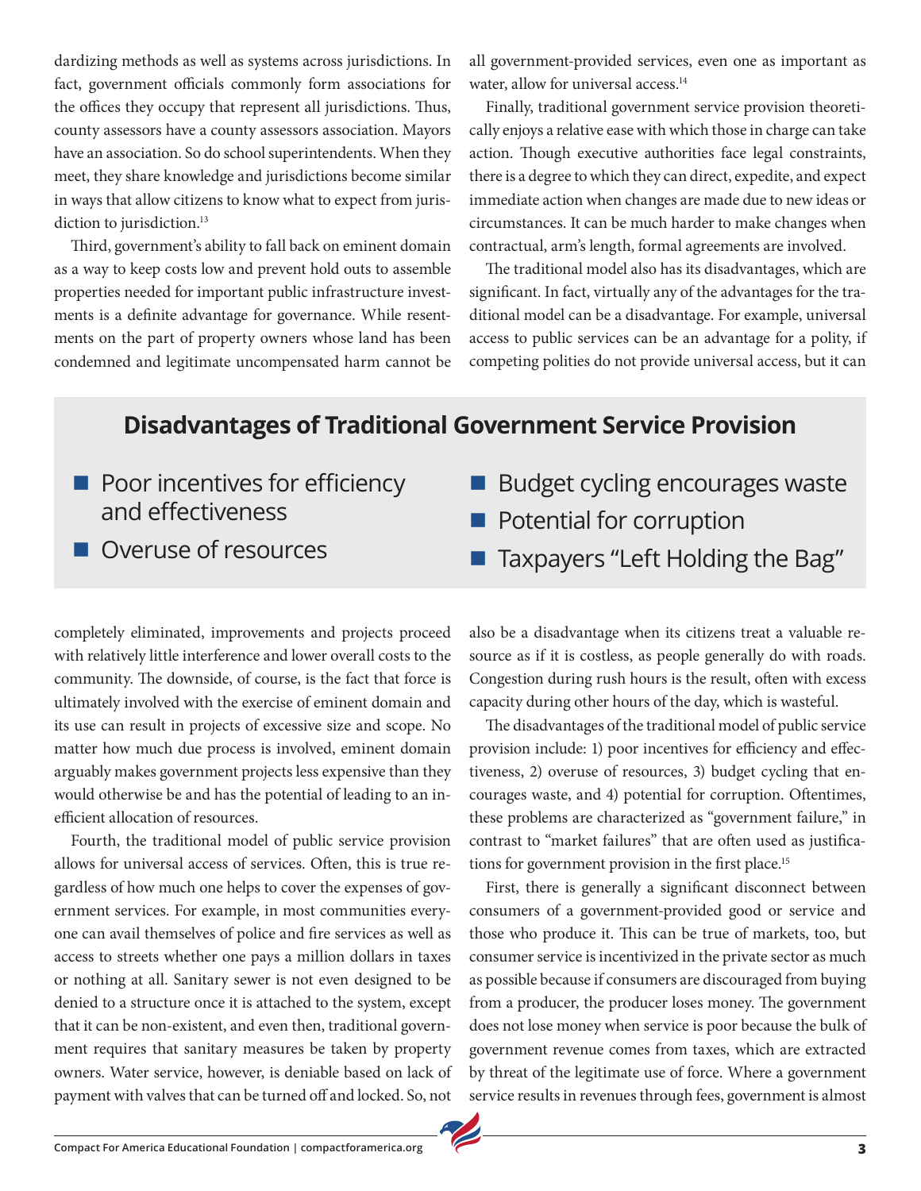dardizing methods as well as systems across jurisdictions. In fact, government officials commonly form associations for the offices they occupy that represent all jurisdictions. Thus, county assessors have a county assessors association. Mayors have an association. So do school superintendents. When they meet, they share knowledge and jurisdictions become similar in ways that allow citizens to know what to expect from jurisdiction to jurisdiction.[13]

Third, government's ability to fall back on eminent domain as a way to keep costs low and prevent hold outs to assemble properties needed for important public infrastructure investments is a definite advantage for governance. While resentments on the part of property owners whose land has been condemned and legitimate uncompensated harm cannot be completely eliminated, improvements and projects proceed with relatively little interference and lower overall costs to the community. The downside, of course, is the fact that force is ultimately involved with the exercise of eminent domain and its use can result in projects of excessive size and scope. No matter how much due process is involved, eminent domain arguably makes government projects less expensive than they would otherwise be and has the potential of leading to an inefficient allocation of resources.

Fourth, the traditional model of public service provision allows for universal access of services. Often, this is true regardless of how much one helps to cover the expenses of government services. For example, in most communities everyone can avail themselves of police and fire services as well as access to streets whether one pays a million dollars in taxes or nothing at all. Sanitary sewer is not even designed to be denied to a structure once it is attached to the system, except that it can be non-existent, and even then, traditional government requires that sanitary measures be taken by property owners. Water service, however, is deniable based on lack of payment with valves that can be turned off and locked. So, not all government-provided services, even one as important as water, allow for universal access.[14]

Finally, traditional government service provision theoretically enjoys a relative ease with which those in charge can take action. Though executive authorities face legal constraints, there is a degree to which they can direct, expedite, and expect immediate action when changes are made due to new ideas or circumstances. It can be much harder to make changes when contractual, arm's length, formal agreements are involved.

The traditional model also has its disadvantages, which are significant. In fact, virtually any of the advantages for the traditional model can be a disadvantage. For example, universal access to public services can be an advantage for a polity, if competing polities do not provide universal access, but it can also be a disadvantage when its citizens treat a valuable resource as if it is costless, as people generally do with roads. Congestion during rush hours is the result, often with excess capacity during other hours of the day, which is wasteful.

## Disadvantages of Traditional Government Service Provision

- Poor incentives for efficiency and effectiveness
- Overuse of resources
- Budget cycling encourages waste
- Potential for corruption
- Taxpayers "Left Holding the Bag"

The disadvantages of the traditional model of public service provision include: 1) poor incentives for efficiency and effectiveness, 2) overuse of resources, 3) budget cycling that encourages waste, and 4) potential for corruption. Oftentimes, these problems are characterized as "government failure," in contrast to "market failures" that are often used as justifications for government provision in the first place.[15]

First, there is generally a significant disconnect between consumers of a government-provided good or service and those who produce it. This can be true of markets, too, but consumer service is incentivized in the private sector as much as possible because if consumers are discouraged from buying from a producer, the producer loses money. The government does not lose money when service is poor because the bulk of government revenue comes from taxes, which are extracted by threat of the legitimate use of force. Where a government service results in revenues through fees, government is almost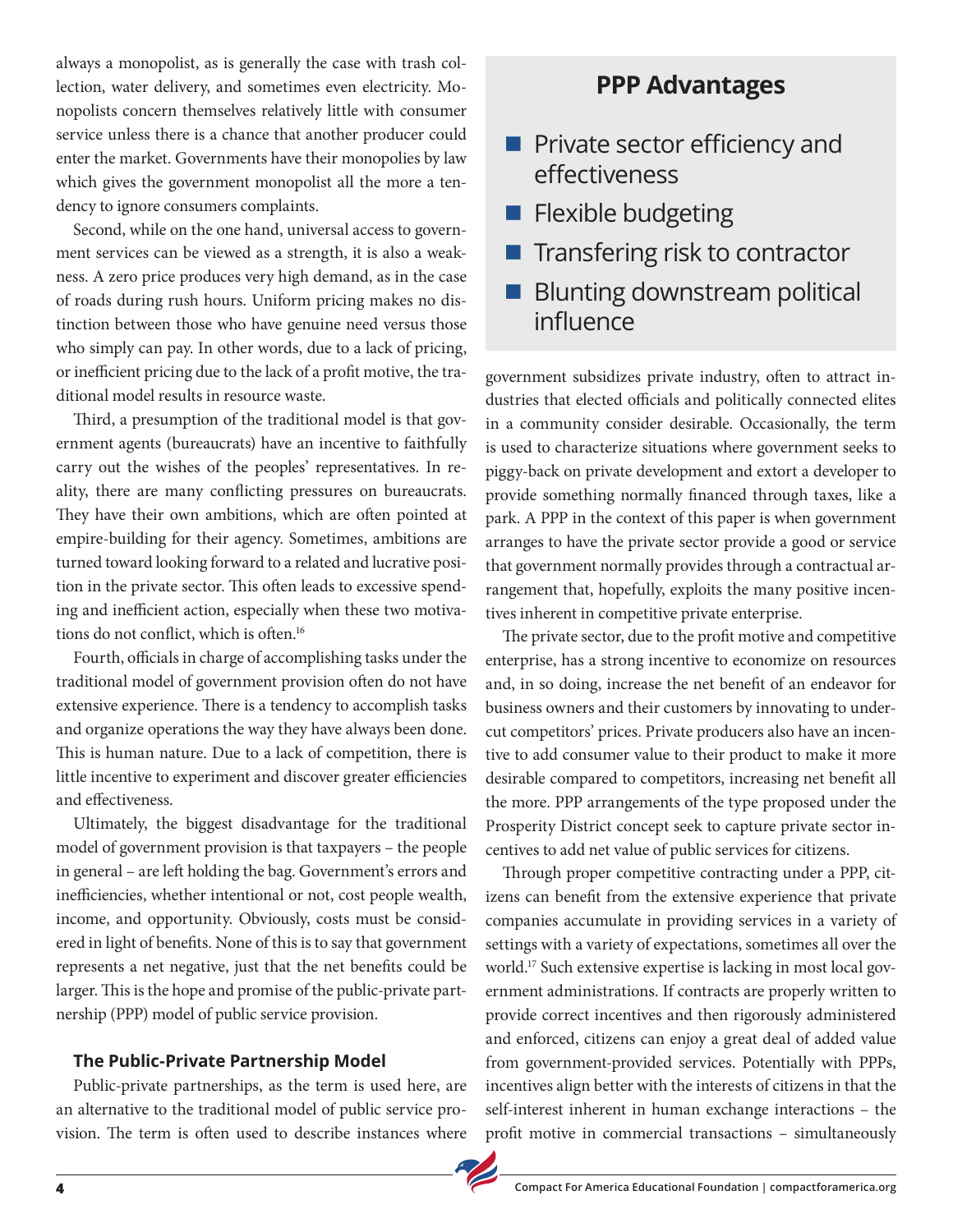always a monopolist, as is generally the case with trash collection, water delivery, and sometimes even electricity. Monopolists concern themselves relatively little with consumer service unless there is a chance that another producer could enter the market. Governments have their monopolies by law which gives the government monopolist all the more a tendency to ignore consumers complaints.

Second, while on the one hand, universal access to government services can be viewed as a strength, it is also a weakness. A zero price produces very high demand, as in the case of roads during rush hours. Uniform pricing makes no distinction between those who have genuine need versus those who simply can pay. In other words, due to a lack of pricing, or inefficient pricing due to the lack of a profit motive, the traditional model results in resource waste.

Third, a presumption of the traditional model is that government agents (bureaucrats) have an incentive to faithfully carry out the wishes of the peoples' representatives. In reality, there are many conflicting pressures on bureaucrats. They have their own ambitions, which are often pointed at empire-building for their agency. Sometimes, ambitions are turned toward looking forward to a related and lucrative position in the private sector. This often leads to excessive spending and inefficient action, especially when these two motivations do not conflict, which is often.[16]

Fourth, officials in charge of accomplishing tasks under the traditional model of government provision often do not have extensive experience. There is a tendency to accomplish tasks and organize operations the way they have always been done. This is human nature. Due to a lack of competition, there is little incentive to experiment and discover greater efficiencies and effectiveness.

Ultimately, the biggest disadvantage for the traditional model of government provision is that taxpayers – the people in general – are left holding the bag. Government's errors and inefficiencies, whether intentional or not, cost people wealth, income, and opportunity. Obviously, costs must be considered in light of benefits. None of this is to say that government represents a net negative, just that the net benefits could be larger. This is the hope and promise of the public-private partnership (PPP) model of public service provision.

### The Public-Private Partnership Model

Public-private partnerships, as the term is used here, are an alternative to the traditional model of public service provision. The term is often used to describe instances where government subsidizes private industry, often to attract industries that elected officials and politically connected elites in a community consider desirable. Occasionally, the term is used to characterize situations where government seeks to piggy-back on private development and extort a developer to provide something normally financed through taxes, like a park. A PPP in the context of this paper is when government arranges to have the private sector provide a good or service that government normally provides through a contractual arrangement that, hopefully, exploits the many positive incentives inherent in competitive private enterprise.

> **PPP Advantages**
>
> - Private sector efficiency and effectiveness
> - Flexible budgeting
> - Transfering risk to contractor
> - Blunting downstream political influence

The private sector, due to the profit motive and competitive enterprise, has a strong incentive to economize on resources and, in so doing, increase the net benefit of an endeavor for business owners and their customers by innovating to undercut competitors' prices. Private producers also have an incentive to add consumer value to their product to make it more desirable compared to competitors, increasing net benefit all the more. PPP arrangements of the type proposed under the Prosperity District concept seek to capture private sector incentives to add net value of public services for citizens.

Through proper competitive contracting under a PPP, citizens can benefit from the extensive experience that private companies accumulate in providing services in a variety of settings with a variety of expectations, sometimes all over the world.[17] Such extensive expertise is lacking in most local government administrations. If contracts are properly written to provide correct incentives and then rigorously administered and enforced, citizens can enjoy a great deal of added value from government-provided services. Potentially with PPPs, incentives align better with the interests of citizens in that the self-interest inherent in human exchange interactions – the profit motive in commercial transactions – simultaneously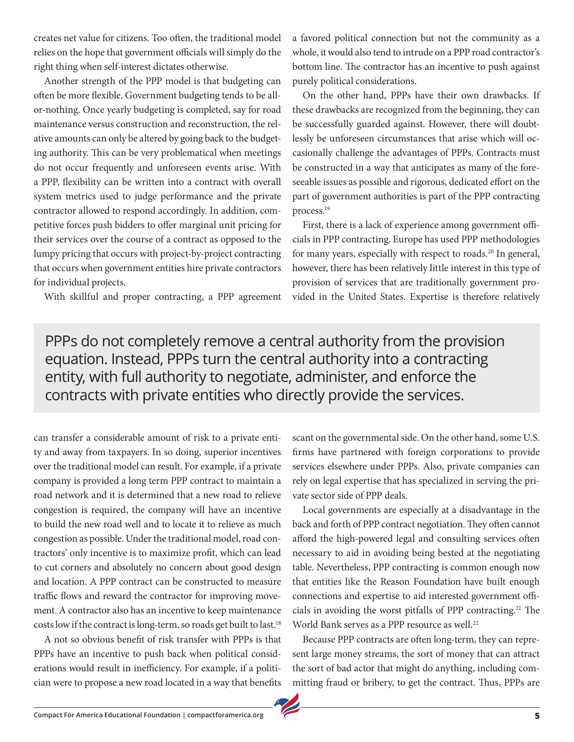creates net value for citizens. Too often, the traditional model relies on the hope that government officials will simply do the right thing when self-interest dictates otherwise.

Another strength of the PPP model is that budgeting can often be more flexible. Government budgeting tends to be all-or-nothing. Once yearly budgeting is completed, say for road maintenance versus construction and reconstruction, the relative amounts can only be altered by going back to the budgeting authority. This can be very problematical when meetings do not occur frequently and unforeseen events arise. With a PPP, flexibility can be written into a contract with overall system metrics used to judge performance and the private contractor allowed to respond accordingly. In addition, competitive forces push bidders to offer marginal unit pricing for their services over the course of a contract as opposed to the lumpy pricing that occurs with project-by-project contracting that occurs when government entities hire private contractors for individual projects.

With skillful and proper contracting, a PPP agreement can transfer a considerable amount of risk to a private entity and away from taxpayers. In so doing, superior incentives over the traditional model can result. For example, if a private company is provided a long term PPP contract to maintain a road network and it is determined that a new road to relieve congestion is required, the company will have an incentive to build the new road well and to locate it to relieve as much congestion as possible. Under the traditional model, road contractors' only incentive is to maximize profit, which can lead to cut corners and absolutely no concern about good design and location. A PPP contract can be constructed to measure traffic flows and reward the contractor for improving movement. A contractor also has an incentive to keep maintenance costs low if the contract is long-term, so roads get built to last.[18]

A not so obvious benefit of risk transfer with PPPs is that PPPs have an incentive to push back when political considerations would result in inefficiency. For example, if a politician were to propose a new road located in a way that benefits a favored political connection but not the community as a whole, it would also tend to intrude on a PPP road contractor's bottom line. The contractor has an incentive to push against purely political considerations.

On the other hand, PPPs have their own drawbacks. If these drawbacks are recognized from the beginning, they can be successfully guarded against. However, there will doubtlessly be unforeseen circumstances that arise which will occasionally challenge the advantages of PPPs. Contracts must be constructed in a way that anticipates as many of the foreseeable issues as possible and rigorous, dedicated effort on the part of government authorities is part of the PPP contracting process.[19]

First, there is a lack of experience among government officials in PPP contracting. Europe has used PPP methodologies for many years, especially with respect to roads.[20] In general, however, there has been relatively little interest in this type of provision of services that are traditionally government provided in the United States. Expertise is therefore relatively scant on the governmental side. On the other hand, some U.S. firms have partnered with foreign corporations to provide services elsewhere under PPPs. Also, private companies can rely on legal expertise that has specialized in serving the private sector side of PPP deals.

> PPPs do not completely remove a central authority from the provision equation. Instead, PPPs turn the central authority into a contracting entity, with full authority to negotiate, administer, and enforce the contracts with private entities who directly provide the services.

Local governments are especially at a disadvantage in the back and forth of PPP contract negotiation. They often cannot afford the high-powered legal and consulting services often necessary to aid in avoiding being bested at the negotiating table. Nevertheless, PPP contracting is common enough now that entities like the Reason Foundation have built enough connections and expertise to aid interested government officials in avoiding the worst pitfalls of PPP contracting.[21] The World Bank serves as a PPP resource as well.[22]

Because PPP contracts are often long-term, they can represent large money streams, the sort of money that can attract the sort of bad actor that might do anything, including committing fraud or bribery, to get the contract. Thus, PPPs are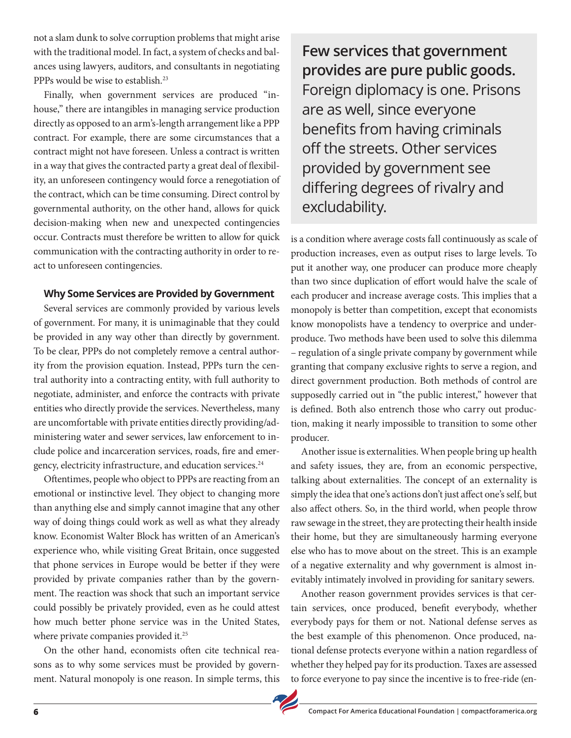not a slam dunk to solve corruption problems that might arise with the traditional model. In fact, a system of checks and balances using lawyers, auditors, and consultants in negotiating PPPs would be wise to establish.[23]

Finally, when government services are produced "in-house," there are intangibles in managing service production directly as opposed to an arm's-length arrangement like a PPP contract. For example, there are some circumstances that a contract might not have foreseen. Unless a contract is written in a way that gives the contracted party a great deal of flexibility, an unforeseen contingency would force a renegotiation of the contract, which can be time consuming. Direct control by governmental authority, on the other hand, allows for quick decision-making when new and unexpected contingencies occur. Contracts must therefore be written to allow for quick communication with the contracting authority in order to react to unforeseen contingencies.

### Why Some Services are Provided by Government

Several services are commonly provided by various levels of government. For many, it is unimaginable that they could be provided in any way other than directly by government. To be clear, PPPs do not completely remove a central authority from the provision equation. Instead, PPPs turn the central authority into a contracting entity, with full authority to negotiate, administer, and enforce the contracts with private entities who directly provide the services. Nevertheless, many are uncomfortable with private entities directly providing/administering water and sewer services, law enforcement to include police and incarceration services, roads, fire and emergency, electricity infrastructure, and education services.[24]

Oftentimes, people who object to PPPs are reacting from an emotional or instinctive level. They object to changing more than anything else and simply cannot imagine that any other way of doing things could work as well as what they already know. Economist Walter Block has written of an American's experience who, while visiting Great Britain, once suggested that phone services in Europe would be better if they were provided by private companies rather than by the government. The reaction was shock that such an important service could possibly be privately provided, even as he could attest how much better phone service was in the United States, where private companies provided it.[25]

On the other hand, economists often cite technical reasons as to why some services must be provided by government. Natural monopoly is one reason. In simple terms, this is a condition where average costs fall continuously as scale of production increases, even as output rises to large levels. To put it another way, one producer can produce more cheaply than two since duplication of effort would halve the scale of each producer and increase average costs. This implies that a monopoly is better than competition, except that economists know monopolists have a tendency to overprice and underproduce. Two methods have been used to solve this dilemma – regulation of a single private company by government while granting that company exclusive rights to serve a region, and direct government production. Both methods of control are supposedly carried out in "the public interest," however that is defined. Both also entrench those who carry out production, making it nearly impossible to transition to some other producer.

> **Few services that government provides are pure public goods.** Foreign diplomacy is one. Prisons are as well, since everyone benefits from having criminals off the streets. Other services provided by government see differing degrees of rivalry and excludability.

Another issue is externalities. When people bring up health and safety issues, they are, from an economic perspective, talking about externalities. The concept of an externality is simply the idea that one's actions don't just affect one's self, but also affect others. So, in the third world, when people throw raw sewage in the street, they are protecting their health inside their home, but they are simultaneously harming everyone else who has to move about on the street. This is an example of a negative externality and why government is almost inevitably intimately involved in providing for sanitary sewers.

Another reason government provides services is that certain services, once produced, benefit everybody, whether everybody pays for them or not. National defense serves as the best example of this phenomenon. Once produced, national defense protects everyone within a nation regardless of whether they helped pay for its production. Taxes are assessed to force everyone to pay since the incentive is to free-ride (en-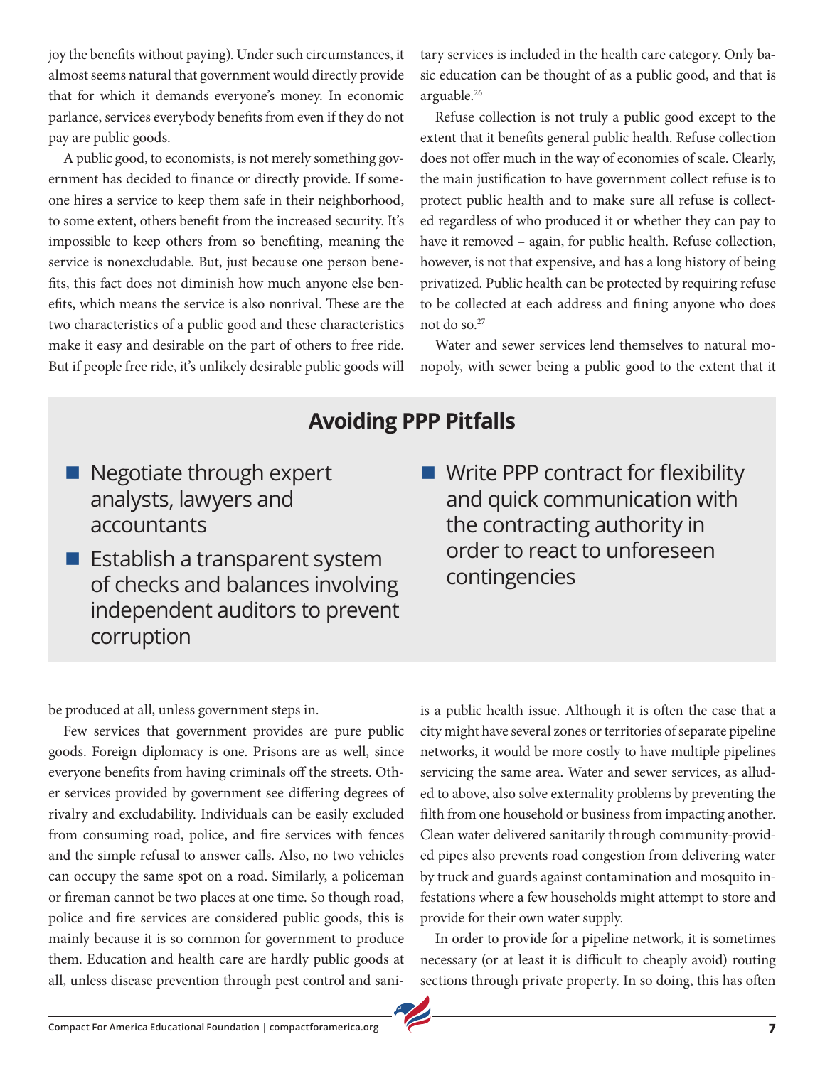joy the benefits without paying). Under such circumstances, it almost seems natural that government would directly provide that for which it demands everyone's money. In economic parlance, services everybody benefits from even if they do not pay are public goods.

A public good, to economists, is not merely something government has decided to finance or directly provide. If someone hires a service to keep them safe in their neighborhood, to some extent, others benefit from the increased security. It's impossible to keep others from so benefiting, meaning the service is nonexcludable. But, just because one person benefits, this fact does not diminish how much anyone else benefits, which means the service is also nonrival. These are the two characteristics of a public good and these characteristics make it easy and desirable on the part of others to free ride. But if people free ride, it's unlikely desirable public goods will be produced at all, unless government steps in.

Few services that government provides are pure public goods. Foreign diplomacy is one. Prisons are as well, since everyone benefits from having criminals off the streets. Other services provided by government see differing degrees of rivalry and excludability. Individuals can be easily excluded from consuming road, police, and fire services with fences and the simple refusal to answer calls. Also, no two vehicles can occupy the same spot on a road. Similarly, a policeman or fireman cannot be two places at one time. So though road, police and fire services are considered public goods, this is mainly because it is so common for government to produce them. Education and health care are hardly public goods at all, unless disease prevention through pest control and sanitary services is included in the health care category. Only basic education can be thought of as a public good, and that is arguable.[26]

Refuse collection is not truly a public good except to the extent that it benefits general public health. Refuse collection does not offer much in the way of economies of scale. Clearly, the main justification to have government collect refuse is to protect public health and to make sure all refuse is collected regardless of who produced it or whether they can pay to have it removed – again, for public health. Refuse collection, however, is not that expensive, and has a long history of being privatized. Public health can be protected by requiring refuse to be collected at each address and fining anyone who does not do so.[27]

Water and sewer services lend themselves to natural monopoly, with sewer being a public good to the extent that it is a public health issue. Although it is often the case that a city might have several zones or territories of separate pipeline networks, it would be more costly to have multiple pipelines servicing the same area. Water and sewer services, as alluded to above, also solve externality problems by preventing the filth from one household or business from impacting another. Clean water delivered sanitarily through community-provided pipes also prevents road congestion from delivering water by truck and guards against contamination and mosquito infestations where a few households might attempt to store and provide for their own water supply.

In order to provide for a pipeline network, it is sometimes necessary (or at least it is difficult to cheaply avoid) routing sections through private property. In so doing, this has often

## Avoiding PPP Pitfalls

- Negotiate through expert analysts, lawyers and accountants
- Establish a transparent system of checks and balances involving independent auditors to prevent corruption
- Write PPP contract for flexibility and quick communication with the contracting authority in order to react to unforeseen contingencies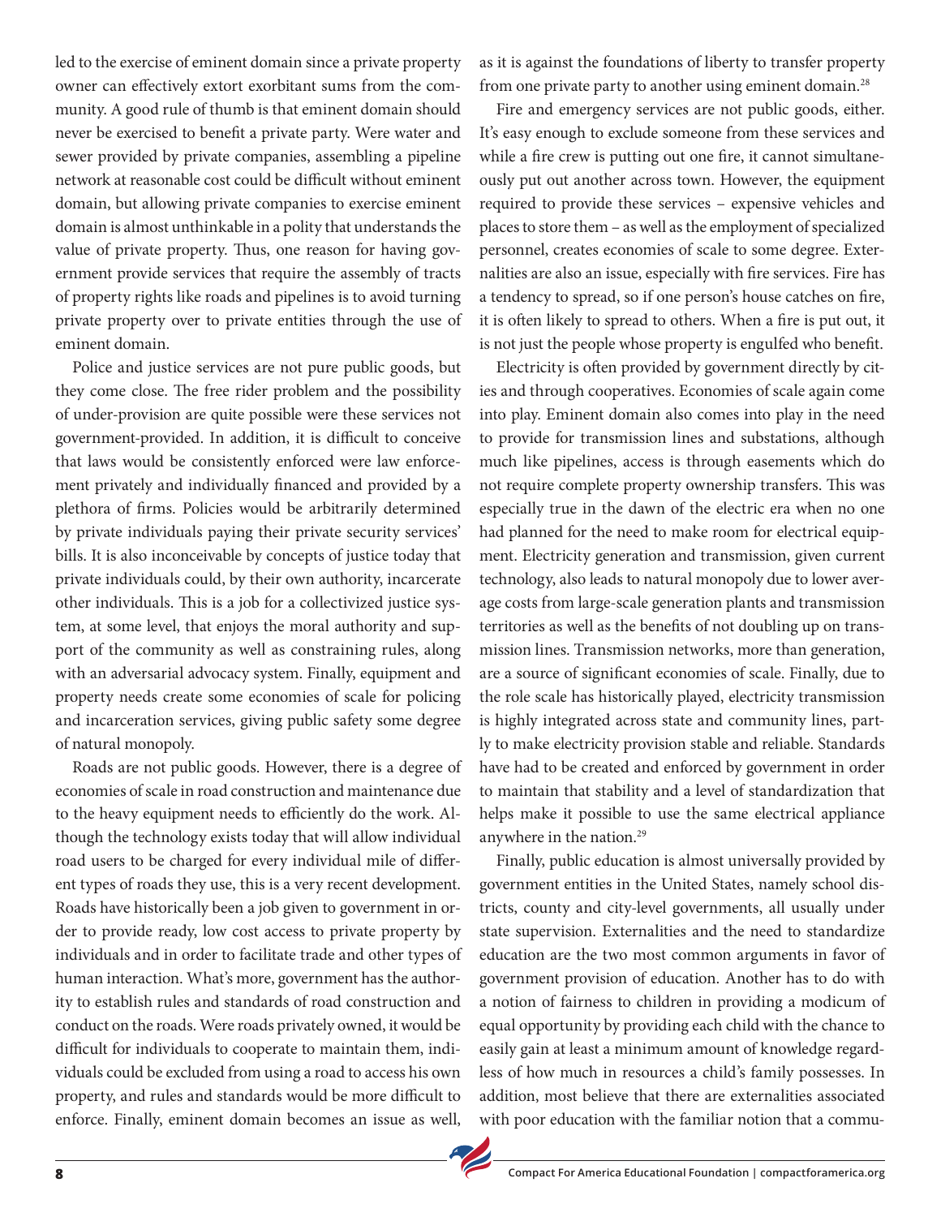led to the exercise of eminent domain since a private property owner can effectively extort exorbitant sums from the community. A good rule of thumb is that eminent domain should never be exercised to benefit a private party. Were water and sewer provided by private companies, assembling a pipeline network at reasonable cost could be difficult without eminent domain, but allowing private companies to exercise eminent domain is almost unthinkable in a polity that understands the value of private property. Thus, one reason for having government provide services that require the assembly of tracts of property rights like roads and pipelines is to avoid turning private property over to private entities through the use of eminent domain.

Police and justice services are not pure public goods, but they come close. The free rider problem and the possibility of under-provision are quite possible were these services not government-provided. In addition, it is difficult to conceive that laws would be consistently enforced were law enforcement privately and individually financed and provided by a plethora of firms. Policies would be arbitrarily determined by private individuals paying their private security services' bills. It is also inconceivable by concepts of justice today that private individuals could, by their own authority, incarcerate other individuals. This is a job for a collectivized justice system, at some level, that enjoys the moral authority and support of the community as well as constraining rules, along with an adversarial advocacy system. Finally, equipment and property needs create some economies of scale for policing and incarceration services, giving public safety some degree of natural monopoly.

Roads are not public goods. However, there is a degree of economies of scale in road construction and maintenance due to the heavy equipment needs to efficiently do the work. Although the technology exists today that will allow individual road users to be charged for every individual mile of different types of roads they use, this is a very recent development. Roads have historically been a job given to government in order to provide ready, low cost access to private property by individuals and in order to facilitate trade and other types of human interaction. What's more, government has the authority to establish rules and standards of road construction and conduct on the roads. Were roads privately owned, it would be difficult for individuals to cooperate to maintain them, individuals could be excluded from using a road to access his own property, and rules and standards would be more difficult to enforce. Finally, eminent domain becomes an issue as well, as it is against the foundations of liberty to transfer property from one private party to another using eminent domain.[28]

Fire and emergency services are not public goods, either. It's easy enough to exclude someone from these services and while a fire crew is putting out one fire, it cannot simultaneously put out another across town. However, the equipment required to provide these services – expensive vehicles and places to store them – as well as the employment of specialized personnel, creates economies of scale to some degree. Externalities are also an issue, especially with fire services. Fire has a tendency to spread, so if one person's house catches on fire, it is often likely to spread to others. When a fire is put out, it is not just the people whose property is engulfed who benefit.

Electricity is often provided by government directly by cities and through cooperatives. Economies of scale again come into play. Eminent domain also comes into play in the need to provide for transmission lines and substations, although much like pipelines, access is through easements which do not require complete property ownership transfers. This was especially true in the dawn of the electric era when no one had planned for the need to make room for electrical equipment. Electricity generation and transmission, given current technology, also leads to natural monopoly due to lower average costs from large-scale generation plants and transmission territories as well as the benefits of not doubling up on transmission lines. Transmission networks, more than generation, are a source of significant economies of scale. Finally, due to the role scale has historically played, electricity transmission is highly integrated across state and community lines, partly to make electricity provision stable and reliable. Standards have had to be created and enforced by government in order to maintain that stability and a level of standardization that helps make it possible to use the same electrical appliance anywhere in the nation.[29]

Finally, public education is almost universally provided by government entities in the United States, namely school districts, county and city-level governments, all usually under state supervision. Externalities and the need to standardize education are the two most common arguments in favor of government provision of education. Another has to do with a notion of fairness to children in providing a modicum of equal opportunity by providing each child with the chance to easily gain at least a minimum amount of knowledge regardless of how much in resources a child's family possesses. In addition, most believe that there are externalities associated with poor education with the familiar notion that a commu-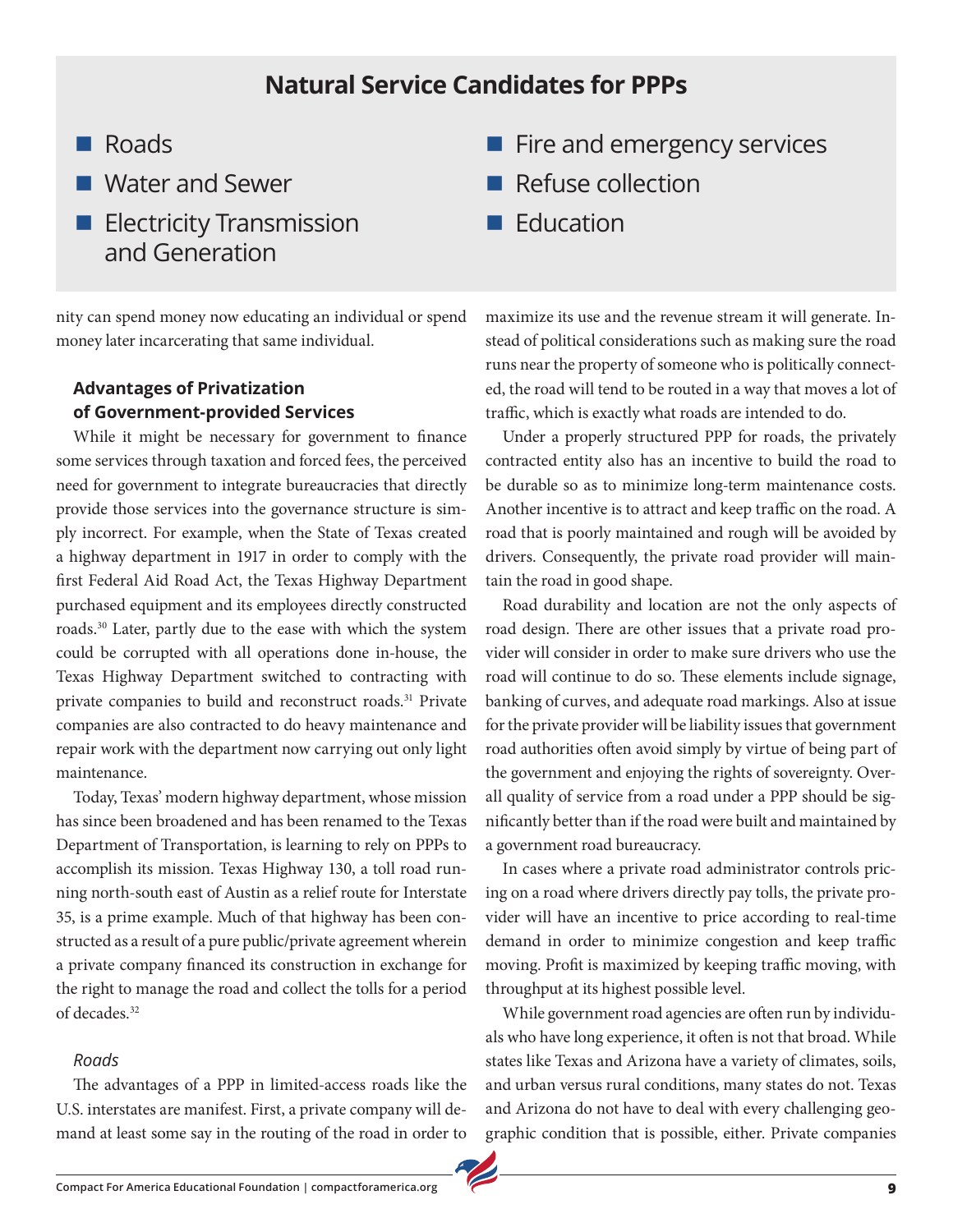## Natural Service Candidates for PPPs

- Roads
- Water and Sewer
- Electricity Transmission and Generation
- Fire and emergency services
- Refuse collection
- Education

nity can spend money now educating an individual or spend money later incarcerating that same individual.

### Advantages of Privatization of Government-provided Services

While it might be necessary for government to finance some services through taxation and forced fees, the perceived need for government to integrate bureaucracies that directly provide those services into the governance structure is simply incorrect. For example, when the State of Texas created a highway department in 1917 in order to comply with the first Federal Aid Road Act, the Texas Highway Department purchased equipment and its employees directly constructed roads.[30] Later, partly due to the ease with which the system could be corrupted with all operations done in-house, the Texas Highway Department switched to contracting with private companies to build and reconstruct roads.[31] Private companies are also contracted to do heavy maintenance and repair work with the department now carrying out only light maintenance.

Today, Texas' modern highway department, whose mission has since been broadened and has been renamed to the Texas Department of Transportation, is learning to rely on PPPs to accomplish its mission. Texas Highway 130, a toll road running north-south east of Austin as a relief route for Interstate 35, is a prime example. Much of that highway has been constructed as a result of a pure public/private agreement wherein a private company financed its construction in exchange for the right to manage the road and collect the tolls for a period of decades.[32]

#### *Roads*

The advantages of a PPP in limited-access roads like the U.S. interstates are manifest. First, a private company will demand at least some say in the routing of the road in order to maximize its use and the revenue stream it will generate. Instead of political considerations such as making sure the road runs near the property of someone who is politically connected, the road will tend to be routed in a way that moves a lot of traffic, which is exactly what roads are intended to do.

Under a properly structured PPP for roads, the privately contracted entity also has an incentive to build the road to be durable so as to minimize long-term maintenance costs. Another incentive is to attract and keep traffic on the road. A road that is poorly maintained and rough will be avoided by drivers. Consequently, the private road provider will maintain the road in good shape.

Road durability and location are not the only aspects of road design. There are other issues that a private road provider will consider in order to make sure drivers who use the road will continue to do so. These elements include signage, banking of curves, and adequate road markings. Also at issue for the private provider will be liability issues that government road authorities often avoid simply by virtue of being part of the government and enjoying the rights of sovereignty. Overall quality of service from a road under a PPP should be significantly better than if the road were built and maintained by a government road bureaucracy.

In cases where a private road administrator controls pricing on a road where drivers directly pay tolls, the private provider will have an incentive to price according to real-time demand in order to minimize congestion and keep traffic moving. Profit is maximized by keeping traffic moving, with throughput at its highest possible level.

While government road agencies are often run by individuals who have long experience, it often is not that broad. While states like Texas and Arizona have a variety of climates, soils, and urban versus rural conditions, many states do not. Texas and Arizona do not have to deal with every challenging geographic condition that is possible, either. Private companies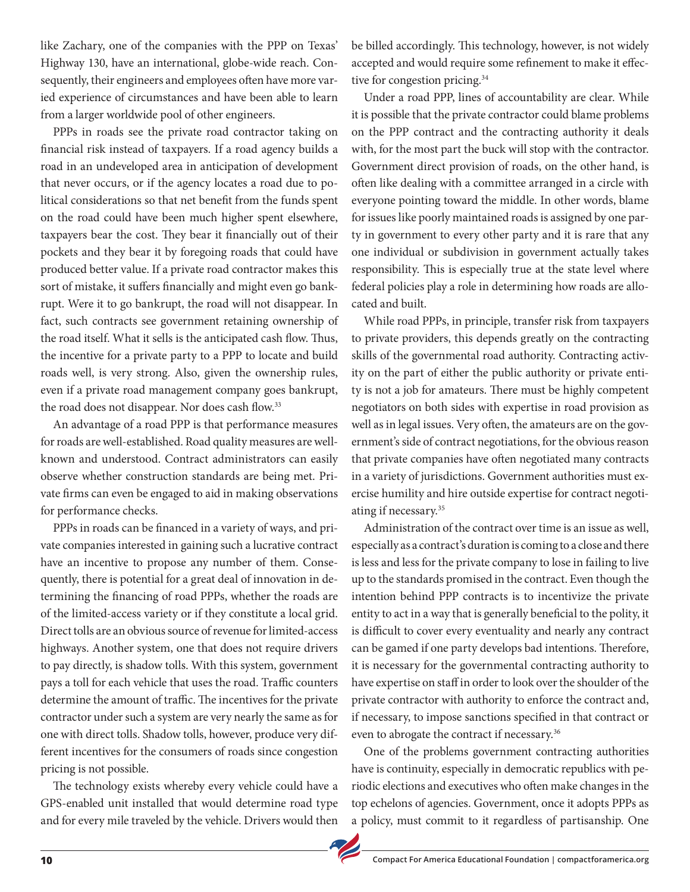like Zachary, one of the companies with the PPP on Texas' Highway 130, have an international, globe-wide reach. Consequently, their engineers and employees often have more varied experience of circumstances and have been able to learn from a larger worldwide pool of other engineers.

PPPs in roads see the private road contractor taking on financial risk instead of taxpayers. If a road agency builds a road in an undeveloped area in anticipation of development that never occurs, or if the agency locates a road due to political considerations so that net benefit from the funds spent on the road could have been much higher spent elsewhere, taxpayers bear the cost. They bear it financially out of their pockets and they bear it by foregoing roads that could have produced better value. If a private road contractor makes this sort of mistake, it suffers financially and might even go bankrupt. Were it to go bankrupt, the road will not disappear. In fact, such contracts see government retaining ownership of the road itself. What it sells is the anticipated cash flow. Thus, the incentive for a private party to a PPP to locate and build roads well, is very strong. Also, given the ownership rules, even if a private road management company goes bankrupt, the road does not disappear. Nor does cash flow.[33]

An advantage of a road PPP is that performance measures for roads are well-established. Road quality measures are well-known and understood. Contract administrators can easily observe whether construction standards are being met. Private firms can even be engaged to aid in making observations for performance checks.

PPPs in roads can be financed in a variety of ways, and private companies interested in gaining such a lucrative contract have an incentive to propose any number of them. Consequently, there is potential for a great deal of innovation in determining the financing of road PPPs, whether the roads are of the limited-access variety or if they constitute a local grid. Direct tolls are an obvious source of revenue for limited-access highways. Another system, one that does not require drivers to pay directly, is shadow tolls. With this system, government pays a toll for each vehicle that uses the road. Traffic counters determine the amount of traffic. The incentives for the private contractor under such a system are very nearly the same as for one with direct tolls. Shadow tolls, however, produce very different incentives for the consumers of roads since congestion pricing is not possible.

The technology exists whereby every vehicle could have a GPS-enabled unit installed that would determine road type and for every mile traveled by the vehicle. Drivers would then be billed accordingly. This technology, however, is not widely accepted and would require some refinement to make it effective for congestion pricing.[34]

Under a road PPP, lines of accountability are clear. While it is possible that the private contractor could blame problems on the PPP contract and the contracting authority it deals with, for the most part the buck will stop with the contractor. Government direct provision of roads, on the other hand, is often like dealing with a committee arranged in a circle with everyone pointing toward the middle. In other words, blame for issues like poorly maintained roads is assigned by one party in government to every other party and it is rare that any one individual or subdivision in government actually takes responsibility. This is especially true at the state level where federal policies play a role in determining how roads are allocated and built.

While road PPPs, in principle, transfer risk from taxpayers to private providers, this depends greatly on the contracting skills of the governmental road authority. Contracting activity on the part of either the public authority or private entity is not a job for amateurs. There must be highly competent negotiators on both sides with expertise in road provision as well as in legal issues. Very often, the amateurs are on the government's side of contract negotiations, for the obvious reason that private companies have often negotiated many contracts in a variety of jurisdictions. Government authorities must exercise humility and hire outside expertise for contract negotiating if necessary.[35]

Administration of the contract over time is an issue as well, especially as a contract's duration is coming to a close and there is less and less for the private company to lose in failing to live up to the standards promised in the contract. Even though the intention behind PPP contracts is to incentivize the private entity to act in a way that is generally beneficial to the polity, it is difficult to cover every eventuality and nearly any contract can be gamed if one party develops bad intentions. Therefore, it is necessary for the governmental contracting authority to have expertise on staff in order to look over the shoulder of the private contractor with authority to enforce the contract and, if necessary, to impose sanctions specified in that contract or even to abrogate the contract if necessary.[36]

One of the problems government contracting authorities have is continuity, especially in democratic republics with periodic elections and executives who often make changes in the top echelons of agencies. Government, once it adopts PPPs as a policy, must commit to it regardless of partisanship. One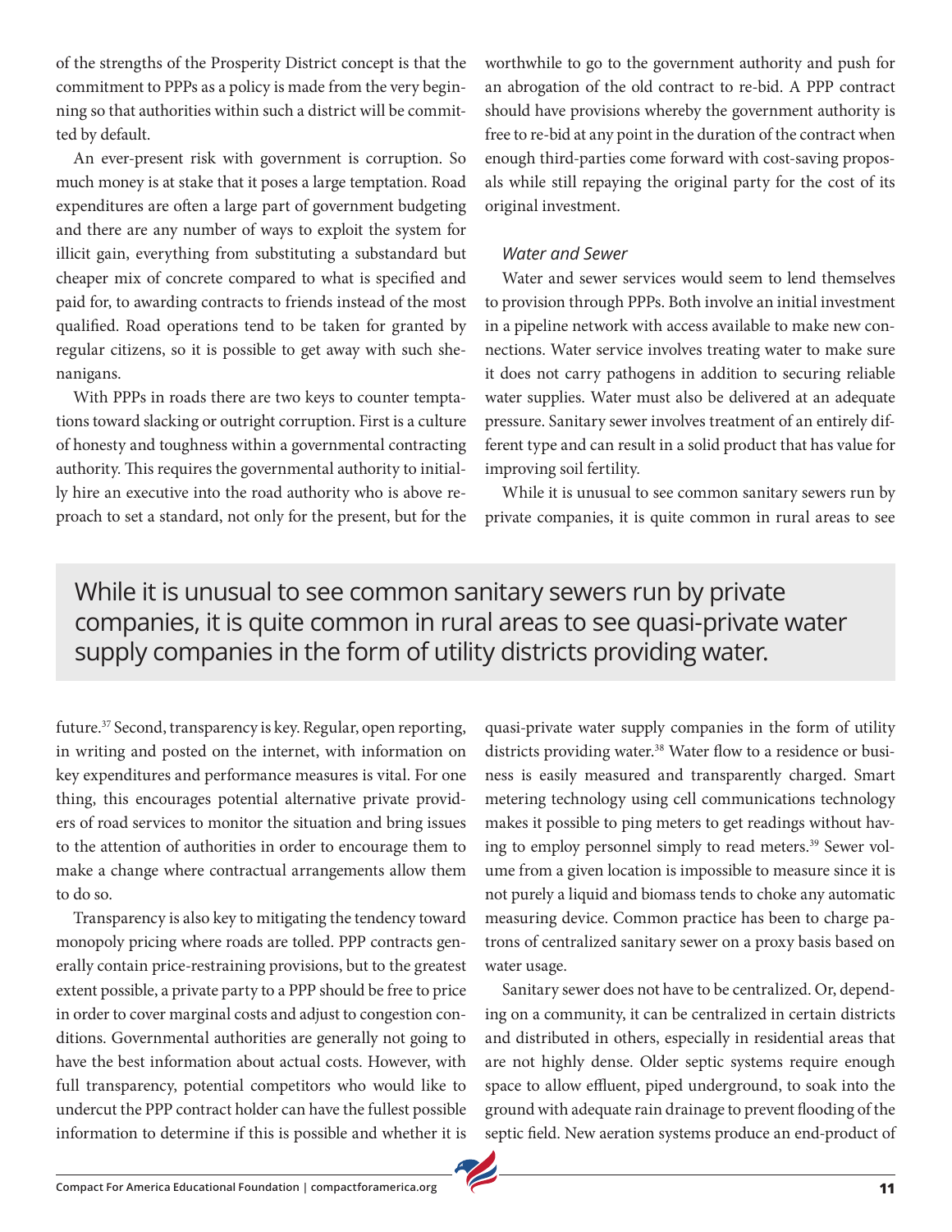of the strengths of the Prosperity District concept is that the commitment to PPPs as a policy is made from the very beginning so that authorities within such a district will be committed by default.

An ever-present risk with government is corruption. So much money is at stake that it poses a large temptation. Road expenditures are often a large part of government budgeting and there are any number of ways to exploit the system for illicit gain, everything from substituting a substandard but cheaper mix of concrete compared to what is specified and paid for, to awarding contracts to friends instead of the most qualified. Road operations tend to be taken for granted by regular citizens, so it is possible to get away with such shenanigans.

With PPPs in roads there are two keys to counter temptations toward slacking or outright corruption. First is a culture of honesty and toughness within a governmental contracting authority. This requires the governmental authority to initially hire an executive into the road authority who is above reproach to set a standard, not only for the present, but for the future.[37] Second, transparency is key. Regular, open reporting, in writing and posted on the internet, with information on key expenditures and performance measures is vital. For one thing, this encourages potential alternative private providers of road services to monitor the situation and bring issues to the attention of authorities in order to encourage them to make a change where contractual arrangements allow them to do so.

Transparency is also key to mitigating the tendency toward monopoly pricing where roads are tolled. PPP contracts generally contain price-restraining provisions, but to the greatest extent possible, a private party to a PPP should be free to price in order to cover marginal costs and adjust to congestion conditions. Governmental authorities are generally not going to have the best information about actual costs. However, with full transparency, potential competitors who would like to undercut the PPP contract holder can have the fullest possible information to determine if this is possible and whether it is worthwhile to go to the government authority and push for an abrogation of the old contract to re-bid. A PPP contract should have provisions whereby the government authority is free to re-bid at any point in the duration of the contract when enough third-parties come forward with cost-saving proposals while still repaying the original party for the cost of its original investment.

### *Water and Sewer*

Water and sewer services would seem to lend themselves to provision through PPPs. Both involve an initial investment in a pipeline network with access available to make new connections. Water service involves treating water to make sure it does not carry pathogens in addition to securing reliable water supplies. Water must also be delivered at an adequate pressure. Sanitary sewer involves treatment of an entirely different type and can result in a solid product that has value for improving soil fertility.

While it is unusual to see common sanitary sewers run by private companies, it is quite common in rural areas to see quasi-private water supply companies in the form of utility districts providing water.[38] Water flow to a residence or business is easily measured and transparently charged. Smart metering technology using cell communications technology makes it possible to ping meters to get readings without having to employ personnel simply to read meters.[39] Sewer volume from a given location is impossible to measure since it is not purely a liquid and biomass tends to choke any automatic measuring device. Common practice has been to charge patrons of centralized sanitary sewer on a proxy basis based on water usage.

> While it is unusual to see common sanitary sewers run by private companies, it is quite common in rural areas to see quasi-private water supply companies in the form of utility districts providing water.

Sanitary sewer does not have to be centralized. Or, depending on a community, it can be centralized in certain districts and distributed in others, especially in residential areas that are not highly dense. Older septic systems require enough space to allow effluent, piped underground, to soak into the ground with adequate rain drainage to prevent flooding of the septic field. New aeration systems produce an end-product of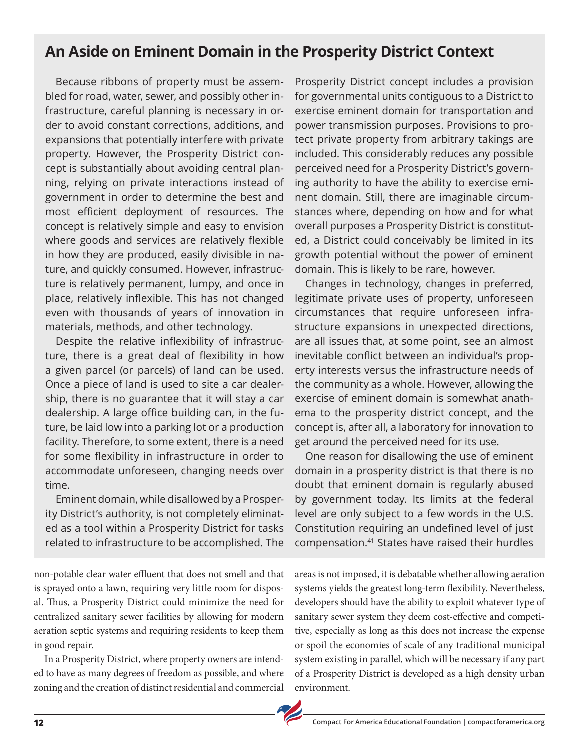## An Aside on Eminent Domain in the Prosperity District Context

Because ribbons of property must be assembled for road, water, sewer, and possibly other infrastructure, careful planning is necessary in order to avoid constant corrections, additions, and expansions that potentially interfere with private property. However, the Prosperity District concept is substantially about avoiding central planning, relying on private interactions instead of government in order to determine the best and most efficient deployment of resources. The concept is relatively simple and easy to envision where goods and services are relatively flexible in how they are produced, easily divisible in nature, and quickly consumed. However, infrastructure is relatively permanent, lumpy, and once in place, relatively inflexible. This has not changed even with thousands of years of innovation in materials, methods, and other technology.

Despite the relative inflexibility of infrastructure, there is a great deal of flexibility in how a given parcel (or parcels) of land can be used. Once a piece of land is used to site a car dealership, there is no guarantee that it will stay a car dealership. A large office building can, in the future, be laid low into a parking lot or a production facility. Therefore, to some extent, there is a need for some flexibility in infrastructure in order to accommodate unforeseen, changing needs over time.

Eminent domain, while disallowed by a Prosperity District's authority, is not completely eliminated as a tool within a Prosperity District for tasks related to infrastructure to be accomplished. The Prosperity District concept includes a provision for governmental units contiguous to a District to exercise eminent domain for transportation and power transmission purposes. Provisions to protect private property from arbitrary takings are included. This considerably reduces any possible perceived need for a Prosperity District's governing authority to have the ability to exercise eminent domain. Still, there are imaginable circumstances where, depending on how and for what overall purposes a Prosperity District is constituted, a District could conceivably be limited in its growth potential without the power of eminent domain. This is likely to be rare, however.

Changes in technology, changes in preferred, legitimate private uses of property, unforeseen circumstances that require unforeseen infrastructure expansions in unexpected directions, are all issues that, at some point, see an almost inevitable conflict between an individual's property interests versus the infrastructure needs of the community as a whole. However, allowing the exercise of eminent domain is somewhat anathema to the prosperity district concept, and the concept is, after all, a laboratory for innovation to get around the perceived need for its use.

One reason for disallowing the use of eminent domain in a prosperity district is that there is no doubt that eminent domain is regularly abused by government today. Its limits at the federal level are only subject to a few words in the U.S. Constitution requiring an undefined level of just compensation.[41] States have raised their hurdles

non-potable clear water effluent that does not smell and that is sprayed onto a lawn, requiring very little room for disposal. Thus, a Prosperity District could minimize the need for centralized sanitary sewer facilities by allowing for modern aeration septic systems and requiring residents to keep them in good repair.

In a Prosperity District, where property owners are intended to have as many degrees of freedom as possible, and where zoning and the creation of distinct residential and commercial areas is not imposed, it is debatable whether allowing aeration systems yields the greatest long-term flexibility. Nevertheless, developers should have the ability to exploit whatever type of sanitary sewer system they deem cost-effective and competitive, especially as long as this does not increase the expense or spoil the economies of scale of any traditional municipal system existing in parallel, which will be necessary if any part of a Prosperity District is developed as a high density urban environment.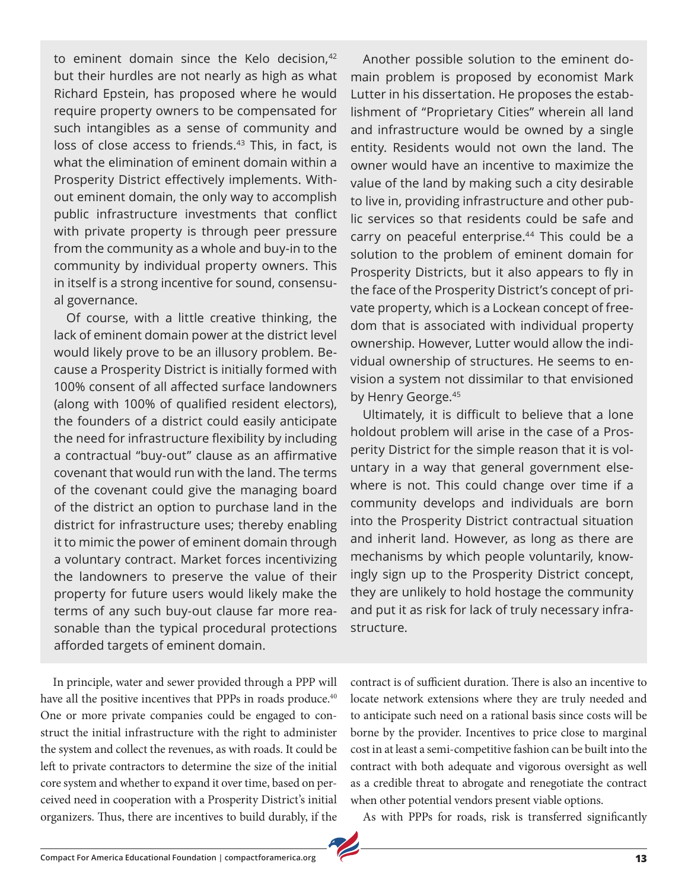to eminent domain since the Kelo decision,[42] but their hurdles are not nearly as high as what Richard Epstein, has proposed where he would require property owners to be compensated for such intangibles as a sense of community and loss of close access to friends.[43] This, in fact, is what the elimination of eminent domain within a Prosperity District effectively implements. Without eminent domain, the only way to accomplish public infrastructure investments that conflict with private property is through peer pressure from the community as a whole and buy-in to the community by individual property owners. This in itself is a strong incentive for sound, consensual governance.

Of course, with a little creative thinking, the lack of eminent domain power at the district level would likely prove to be an illusory problem. Because a Prosperity District is initially formed with 100% consent of all affected surface landowners (along with 100% of qualified resident electors), the founders of a district could easily anticipate the need for infrastructure flexibility by including a contractual "buy-out" clause as an affirmative covenant that would run with the land. The terms of the covenant could give the managing board of the district an option to purchase land in the district for infrastructure uses; thereby enabling it to mimic the power of eminent domain through a voluntary contract. Market forces incentivizing the landowners to preserve the value of their property for future users would likely make the terms of any such buy-out clause far more reasonable than the typical procedural protections afforded targets of eminent domain.

Another possible solution to the eminent domain problem is proposed by economist Mark Lutter in his dissertation. He proposes the establishment of "Proprietary Cities" wherein all land and infrastructure would be owned by a single entity. Residents would not own the land. The owner would have an incentive to maximize the value of the land by making such a city desirable to live in, providing infrastructure and other public services so that residents could be safe and carry on peaceful enterprise.[44] This could be a solution to the problem of eminent domain for Prosperity Districts, but it also appears to fly in the face of the Prosperity District's concept of private property, which is a Lockean concept of freedom that is associated with individual property ownership. However, Lutter would allow the individual ownership of structures. He seems to envision a system not dissimilar to that envisioned by Henry George.[45]

Ultimately, it is difficult to believe that a lone holdout problem will arise in the case of a Prosperity District for the simple reason that it is voluntary in a way that general government elsewhere is not. This could change over time if a community develops and individuals are born into the Prosperity District contractual situation and inherit land. However, as long as there are mechanisms by which people voluntarily, knowingly sign up to the Prosperity District concept, they are unlikely to hold hostage the community and put it as risk for lack of truly necessary infrastructure.

In principle, water and sewer provided through a PPP will have all the positive incentives that PPPs in roads produce.[40] One or more private companies could be engaged to construct the initial infrastructure with the right to administer the system and collect the revenues, as with roads. It could be left to private contractors to determine the size of the initial core system and whether to expand it over time, based on perceived need in cooperation with a Prosperity District's initial organizers. Thus, there are incentives to build durably, if the contract is of sufficient duration. There is also an incentive to locate network extensions where they are truly needed and to anticipate such need on a rational basis since costs will be borne by the provider. Incentives to price close to marginal cost in at least a semi-competitive fashion can be built into the contract with both adequate and vigorous oversight as well as a credible threat to abrogate and renegotiate the contract when other potential vendors present viable options.

As with PPPs for roads, risk is transferred significantly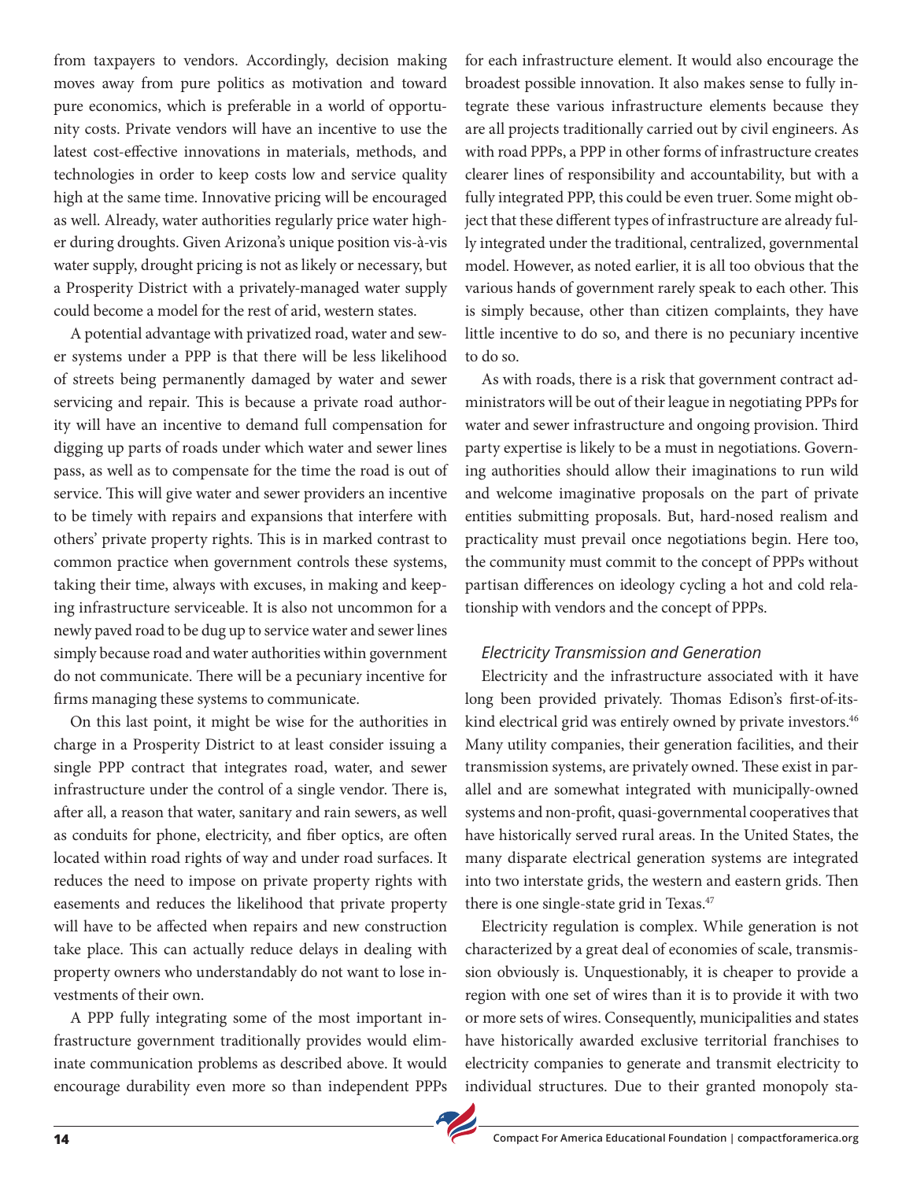from taxpayers to vendors. Accordingly, decision making moves away from pure politics as motivation and toward pure economics, which is preferable in a world of opportunity costs. Private vendors will have an incentive to use the latest cost-effective innovations in materials, methods, and technologies in order to keep costs low and service quality high at the same time. Innovative pricing will be encouraged as well. Already, water authorities regularly price water higher during droughts. Given Arizona's unique position vis-à-vis water supply, drought pricing is not as likely or necessary, but a Prosperity District with a privately-managed water supply could become a model for the rest of arid, western states.

A potential advantage with privatized road, water and sewer systems under a PPP is that there will be less likelihood of streets being permanently damaged by water and sewer servicing and repair. This is because a private road authority will have an incentive to demand full compensation for digging up parts of roads under which water and sewer lines pass, as well as to compensate for the time the road is out of service. This will give water and sewer providers an incentive to be timely with repairs and expansions that interfere with others' private property rights. This is in marked contrast to common practice when government controls these systems, taking their time, always with excuses, in making and keeping infrastructure serviceable. It is also not uncommon for a newly paved road to be dug up to service water and sewer lines simply because road and water authorities within government do not communicate. There will be a pecuniary incentive for firms managing these systems to communicate.

On this last point, it might be wise for the authorities in charge in a Prosperity District to at least consider issuing a single PPP contract that integrates road, water, and sewer infrastructure under the control of a single vendor. There is, after all, a reason that water, sanitary and rain sewers, as well as conduits for phone, electricity, and fiber optics, are often located within road rights of way and under road surfaces. It reduces the need to impose on private property rights with easements and reduces the likelihood that private property will have to be affected when repairs and new construction take place. This can actually reduce delays in dealing with property owners who understandably do not want to lose investments of their own.

A PPP fully integrating some of the most important infrastructure government traditionally provides would eliminate communication problems as described above. It would encourage durability even more so than independent PPPs for each infrastructure element. It would also encourage the broadest possible innovation. It also makes sense to fully integrate these various infrastructure elements because they are all projects traditionally carried out by civil engineers. As with road PPPs, a PPP in other forms of infrastructure creates clearer lines of responsibility and accountability, but with a fully integrated PPP, this could be even truer. Some might object that these different types of infrastructure are already fully integrated under the traditional, centralized, governmental model. However, as noted earlier, it is all too obvious that the various hands of government rarely speak to each other. This is simply because, other than citizen complaints, they have little incentive to do so, and there is no pecuniary incentive to do so.

As with roads, there is a risk that government contract administrators will be out of their league in negotiating PPPs for water and sewer infrastructure and ongoing provision. Third party expertise is likely to be a must in negotiations. Governing authorities should allow their imaginations to run wild and welcome imaginative proposals on the part of private entities submitting proposals. But, hard-nosed realism and practicality must prevail once negotiations begin. Here too, the community must commit to the concept of PPPs without partisan differences on ideology cycling a hot and cold relationship with vendors and the concept of PPPs.

### *Electricity Transmission and Generation*

Electricity and the infrastructure associated with it have long been provided privately. Thomas Edison's first-of-its-kind electrical grid was entirely owned by private investors.[46] Many utility companies, their generation facilities, and their transmission systems, are privately owned. These exist in parallel and are somewhat integrated with municipally-owned systems and non-profit, quasi-governmental cooperatives that have historically served rural areas. In the United States, the many disparate electrical generation systems are integrated into two interstate grids, the western and eastern grids. Then there is one single-state grid in Texas.[47]

Electricity regulation is complex. While generation is not characterized by a great deal of economies of scale, transmission obviously is. Unquestionably, it is cheaper to provide a region with one set of wires than it is to provide it with two or more sets of wires. Consequently, municipalities and states have historically awarded exclusive territorial franchises to electricity companies to generate and transmit electricity to individual structures. Due to their granted monopoly sta-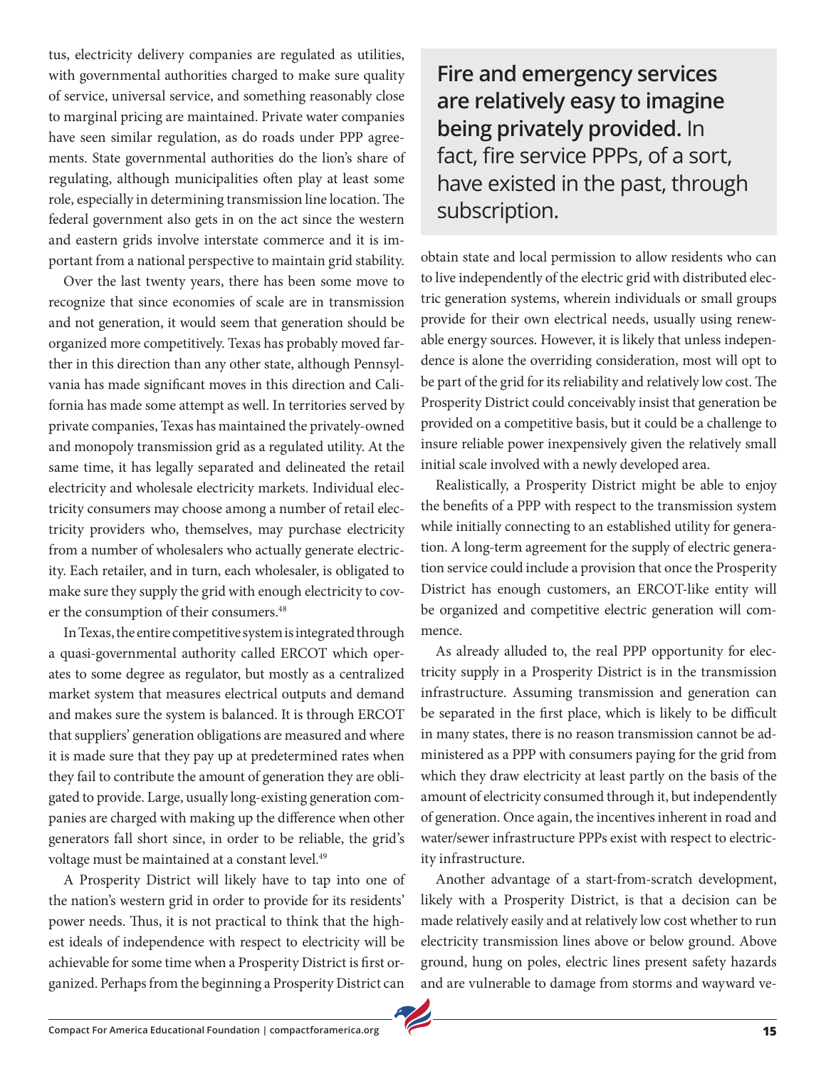tus, electricity delivery companies are regulated as utilities, with governmental authorities charged to make sure quality of service, universal service, and something reasonably close to marginal pricing are maintained. Private water companies have seen similar regulation, as do roads under PPP agreements. State governmental authorities do the lion's share of regulating, although municipalities often play at least some role, especially in determining transmission line location. The federal government also gets in on the act since the western and eastern grids involve interstate commerce and it is important from a national perspective to maintain grid stability.

Over the last twenty years, there has been some move to recognize that since economies of scale are in transmission and not generation, it would seem that generation should be organized more competitively. Texas has probably moved farther in this direction than any other state, although Pennsylvania has made significant moves in this direction and California has made some attempt as well. In territories served by private companies, Texas has maintained the privately-owned and monopoly transmission grid as a regulated utility. At the same time, it has legally separated and delineated the retail electricity and wholesale electricity markets. Individual electricity consumers may choose among a number of retail electricity providers who, themselves, may purchase electricity from a number of wholesalers who actually generate electricity. Each retailer, and in turn, each wholesaler, is obligated to make sure they supply the grid with enough electricity to cover the consumption of their consumers.[48]

In Texas, the entire competitive system is integrated through a quasi-governmental authority called ERCOT which operates to some degree as regulator, but mostly as a centralized market system that measures electrical outputs and demand and makes sure the system is balanced. It is through ERCOT that suppliers' generation obligations are measured and where it is made sure that they pay up at predetermined rates when they fail to contribute the amount of generation they are obligated to provide. Large, usually long-existing generation companies are charged with making up the difference when other generators fall short since, in order to be reliable, the grid's voltage must be maintained at a constant level.[49]

A Prosperity District will likely have to tap into one of the nation's western grid in order to provide for its residents' power needs. Thus, it is not practical to think that the highest ideals of independence with respect to electricity will be achievable for some time when a Prosperity District is first organized. Perhaps from the beginning a Prosperity District can obtain state and local permission to allow residents who can to live independently of the electric grid with distributed electric generation systems, wherein individuals or small groups provide for their own electrical needs, usually using renewable energy sources. However, it is likely that unless independence is alone the overriding consideration, most will opt to be part of the grid for its reliability and relatively low cost. The Prosperity District could conceivably insist that generation be provided on a competitive basis, but it could be a challenge to insure reliable power inexpensively given the relatively small initial scale involved with a newly developed area.

> **Fire and emergency services are relatively easy to imagine being privately provided.** In fact, fire service PPPs, of a sort, have existed in the past, through subscription.

Realistically, a Prosperity District might be able to enjoy the benefits of a PPP with respect to the transmission system while initially connecting to an established utility for generation. A long-term agreement for the supply of electric generation service could include a provision that once the Prosperity District has enough customers, an ERCOT-like entity will be organized and competitive electric generation will commence.

As already alluded to, the real PPP opportunity for electricity supply in a Prosperity District is in the transmission infrastructure. Assuming transmission and generation can be separated in the first place, which is likely to be difficult in many states, there is no reason transmission cannot be administered as a PPP with consumers paying for the grid from which they draw electricity at least partly on the basis of the amount of electricity consumed through it, but independently of generation. Once again, the incentives inherent in road and water/sewer infrastructure PPPs exist with respect to electricity infrastructure.

Another advantage of a start-from-scratch development, likely with a Prosperity District, is that a decision can be made relatively easily and at relatively low cost whether to run electricity transmission lines above or below ground. Above ground, hung on poles, electric lines present safety hazards and are vulnerable to damage from storms and wayward ve-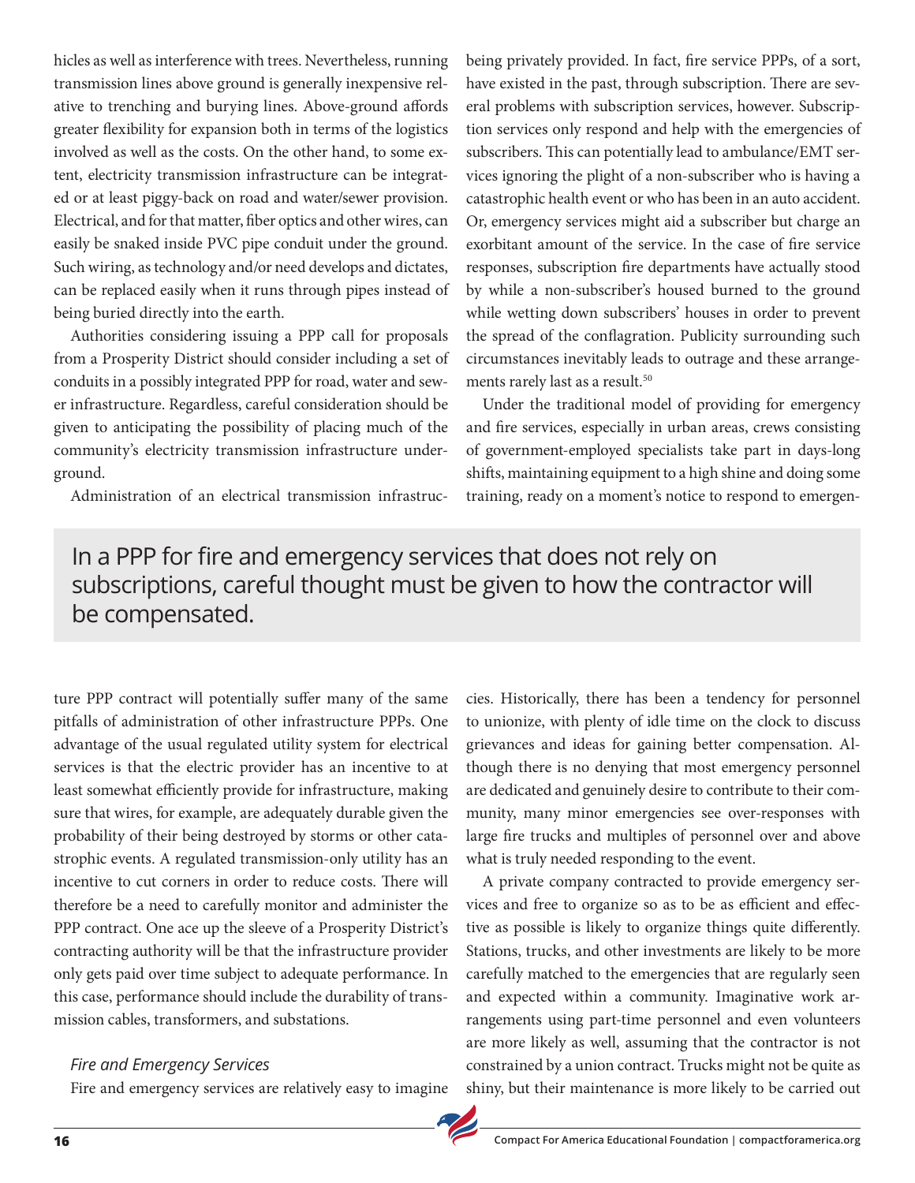hicles as well as interference with trees. Nevertheless, running transmission lines above ground is generally inexpensive relative to trenching and burying lines. Above-ground affords greater flexibility for expansion both in terms of the logistics involved as well as the costs. On the other hand, to some extent, electricity transmission infrastructure can be integrated or at least piggy-back on road and water/sewer provision. Electrical, and for that matter, fiber optics and other wires, can easily be snaked inside PVC pipe conduit under the ground. Such wiring, as technology and/or need develops and dictates, can be replaced easily when it runs through pipes instead of being buried directly into the earth.

Authorities considering issuing a PPP call for proposals from a Prosperity District should consider including a set of conduits in a possibly integrated PPP for road, water and sewer infrastructure. Regardless, careful consideration should be given to anticipating the possibility of placing much of the community's electricity transmission infrastructure underground.

Administration of an electrical transmission infrastructure PPP contract will potentially suffer many of the same pitfalls of administration of other infrastructure PPPs. One advantage of the usual regulated utility system for electrical services is that the electric provider has an incentive to at least somewhat efficiently provide for infrastructure, making sure that wires, for example, are adequately durable given the probability of their being destroyed by storms or other catastrophic events. A regulated transmission-only utility has an incentive to cut corners in order to reduce costs. There will therefore be a need to carefully monitor and administer the PPP contract. One ace up the sleeve of a Prosperity District's contracting authority will be that the infrastructure provider only gets paid over time subject to adequate performance. In this case, performance should include the durability of transmission cables, transformers, and substations.

### *Fire and Emergency Services*

Fire and emergency services are relatively easy to imagine being privately provided. In fact, fire service PPPs, of a sort, have existed in the past, through subscription. There are several problems with subscription services, however. Subscription services only respond and help with the emergencies of subscribers. This can potentially lead to ambulance/EMT services ignoring the plight of a non-subscriber who is having a catastrophic health event or who has been in an auto accident. Or, emergency services might aid a subscriber but charge an exorbitant amount of the service. In the case of fire service responses, subscription fire departments have actually stood by while a non-subscriber's housed burned to the ground while wetting down subscribers' houses in order to prevent the spread of the conflagration. Publicity surrounding such circumstances inevitably leads to outrage and these arrangements rarely last as a result.[50]

Under the traditional model of providing for emergency and fire services, especially in urban areas, crews consisting of government-employed specialists take part in days-long shifts, maintaining equipment to a high shine and doing some training, ready on a moment's notice to respond to emergencies. Historically, there has been a tendency for personnel to unionize, with plenty of idle time on the clock to discuss grievances and ideas for gaining better compensation. Although there is no denying that most emergency personnel are dedicated and genuinely desire to contribute to their community, many minor emergencies see over-responses with large fire trucks and multiples of personnel over and above what is truly needed responding to the event.

> In a PPP for fire and emergency services that does not rely on subscriptions, careful thought must be given to how the contractor will be compensated.

A private company contracted to provide emergency services and free to organize so as to be as efficient and effective as possible is likely to organize things quite differently. Stations, trucks, and other investments are likely to be more carefully matched to the emergencies that are regularly seen and expected within a community. Imaginative work arrangements using part-time personnel and even volunteers are more likely as well, assuming that the contractor is not constrained by a union contract. Trucks might not be quite as shiny, but their maintenance is more likely to be carried out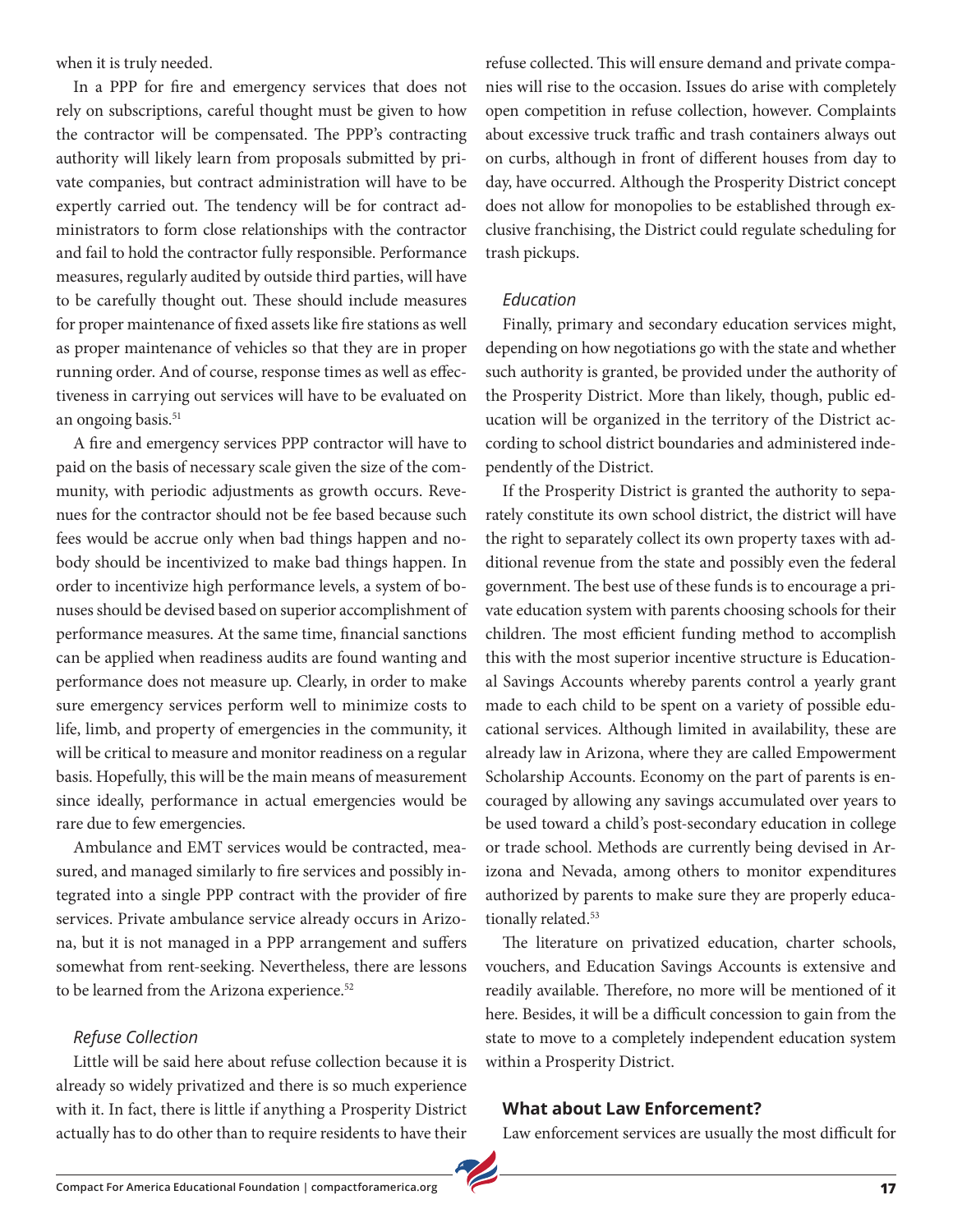when it is truly needed.

In a PPP for fire and emergency services that does not rely on subscriptions, careful thought must be given to how the contractor will be compensated. The PPP's contracting authority will likely learn from proposals submitted by private companies, but contract administration will have to be expertly carried out. The tendency will be for contract administrators to form close relationships with the contractor and fail to hold the contractor fully responsible. Performance measures, regularly audited by outside third parties, will have to be carefully thought out. These should include measures for proper maintenance of fixed assets like fire stations as well as proper maintenance of vehicles so that they are in proper running order. And of course, response times as well as effectiveness in carrying out services will have to be evaluated on an ongoing basis.[51]

A fire and emergency services PPP contractor will have to paid on the basis of necessary scale given the size of the community, with periodic adjustments as growth occurs. Revenues for the contractor should not be fee based because such fees would be accrue only when bad things happen and nobody should be incentivized to make bad things happen. In order to incentivize high performance levels, a system of bonuses should be devised based on superior accomplishment of performance measures. At the same time, financial sanctions can be applied when readiness audits are found wanting and performance does not measure up. Clearly, in order to make sure emergency services perform well to minimize costs to life, limb, and property of emergencies in the community, it will be critical to measure and monitor readiness on a regular basis. Hopefully, this will be the main means of measurement since ideally, performance in actual emergencies would be rare due to few emergencies.

Ambulance and EMT services would be contracted, measured, and managed similarly to fire services and possibly integrated into a single PPP contract with the provider of fire services. Private ambulance service already occurs in Arizona, but it is not managed in a PPP arrangement and suffers somewhat from rent-seeking. Nevertheless, there are lessons to be learned from the Arizona experience.[52]

### *Refuse Collection*

Little will be said here about refuse collection because it is already so widely privatized and there is so much experience with it. In fact, there is little if anything a Prosperity District actually has to do other than to require residents to have their refuse collected. This will ensure demand and private companies will rise to the occasion. Issues do arise with completely open competition in refuse collection, however. Complaints about excessive truck traffic and trash containers always out on curbs, although in front of different houses from day to day, have occurred. Although the Prosperity District concept does not allow for monopolies to be established through exclusive franchising, the District could regulate scheduling for trash pickups.

### *Education*

Finally, primary and secondary education services might, depending on how negotiations go with the state and whether such authority is granted, be provided under the authority of the Prosperity District. More than likely, though, public education will be organized in the territory of the District according to school district boundaries and administered independently of the District.

If the Prosperity District is granted the authority to separately constitute its own school district, the district will have the right to separately collect its own property taxes with additional revenue from the state and possibly even the federal government. The best use of these funds is to encourage a private education system with parents choosing schools for their children. The most efficient funding method to accomplish this with the most superior incentive structure is Educational Savings Accounts whereby parents control a yearly grant made to each child to be spent on a variety of possible educational services. Although limited in availability, these are already law in Arizona, where they are called Empowerment Scholarship Accounts. Economy on the part of parents is encouraged by allowing any savings accumulated over years to be used toward a child's post-secondary education in college or trade school. Methods are currently being devised in Arizona and Nevada, among others to monitor expenditures authorized by parents to make sure they are properly educationally related.[53]

The literature on privatized education, charter schools, vouchers, and Education Savings Accounts is extensive and readily available. Therefore, no more will be mentioned of it here. Besides, it will be a difficult concession to gain from the state to move to a completely independent education system within a Prosperity District.

## What about Law Enforcement?

Law enforcement services are usually the most difficult for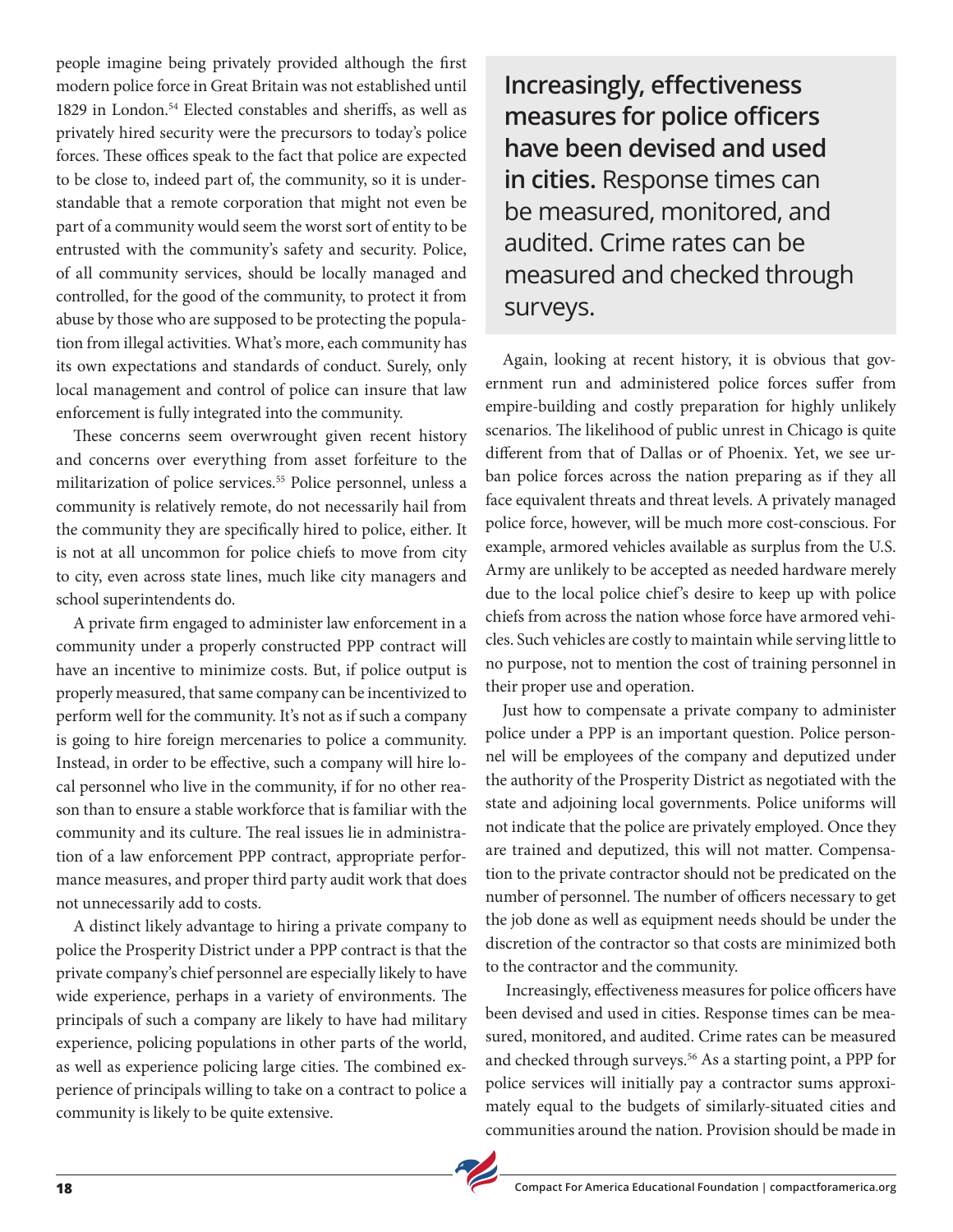people imagine being privately provided although the first modern police force in Great Britain was not established until 1829 in London.[54] Elected constables and sheriffs, as well as privately hired security were the precursors to today's police forces. These offices speak to the fact that police are expected to be close to, indeed part of, the community, so it is understandable that a remote corporation that might not even be part of a community would seem the worst sort of entity to be entrusted with the community's safety and security. Police, of all community services, should be locally managed and controlled, for the good of the community, to protect it from abuse by those who are supposed to be protecting the population from illegal activities. What's more, each community has its own expectations and standards of conduct. Surely, only local management and control of police can insure that law enforcement is fully integrated into the community.

These concerns seem overwrought given recent history and concerns over everything from asset forfeiture to the militarization of police services.[55] Police personnel, unless a community is relatively remote, do not necessarily hail from the community they are specifically hired to police, either. It is not at all uncommon for police chiefs to move from city to city, even across state lines, much like city managers and school superintendents do.

A private firm engaged to administer law enforcement in a community under a properly constructed PPP contract will have an incentive to minimize costs. But, if police output is properly measured, that same company can be incentivized to perform well for the community. It's not as if such a company is going to hire foreign mercenaries to police a community. Instead, in order to be effective, such a company will hire local personnel who live in the community, if for no other reason than to ensure a stable workforce that is familiar with the community and its culture. The real issues lie in administration of a law enforcement PPP contract, appropriate performance measures, and proper third party audit work that does not unnecessarily add to costs.

A distinct likely advantage to hiring a private company to police the Prosperity District under a PPP contract is that the private company's chief personnel are especially likely to have wide experience, perhaps in a variety of environments. The principals of such a company are likely to have had military experience, policing populations in other parts of the world, as well as experience policing large cities. The combined experience of principals willing to take on a contract to police a community is likely to be quite extensive.

> **Increasingly, effectiveness measures for police officers have been devised and used in cities.** Response times can be measured, monitored, and audited. Crime rates can be measured and checked through surveys.

Again, looking at recent history, it is obvious that government run and administered police forces suffer from empire-building and costly preparation for highly unlikely scenarios. The likelihood of public unrest in Chicago is quite different from that of Dallas or of Phoenix. Yet, we see urban police forces across the nation preparing as if they all face equivalent threats and threat levels. A privately managed police force, however, will be much more cost-conscious. For example, armored vehicles available as surplus from the U.S. Army are unlikely to be accepted as needed hardware merely due to the local police chief's desire to keep up with police chiefs from across the nation whose force have armored vehicles. Such vehicles are costly to maintain while serving little to no purpose, not to mention the cost of training personnel in their proper use and operation.

Just how to compensate a private company to administer police under a PPP is an important question. Police personnel will be employees of the company and deputized under the authority of the Prosperity District as negotiated with the state and adjoining local governments. Police uniforms will not indicate that the police are privately employed. Once they are trained and deputized, this will not matter. Compensation to the private contractor should not be predicated on the number of personnel. The number of officers necessary to get the job done as well as equipment needs should be under the discretion of the contractor so that costs are minimized both to the contractor and the community.

Increasingly, effectiveness measures for police officers have been devised and used in cities. Response times can be measured, monitored, and audited. Crime rates can be measured and checked through surveys.[56] As a starting point, a PPP for police services will initially pay a contractor sums approximately equal to the budgets of similarly-situated cities and communities around the nation. Provision should be made in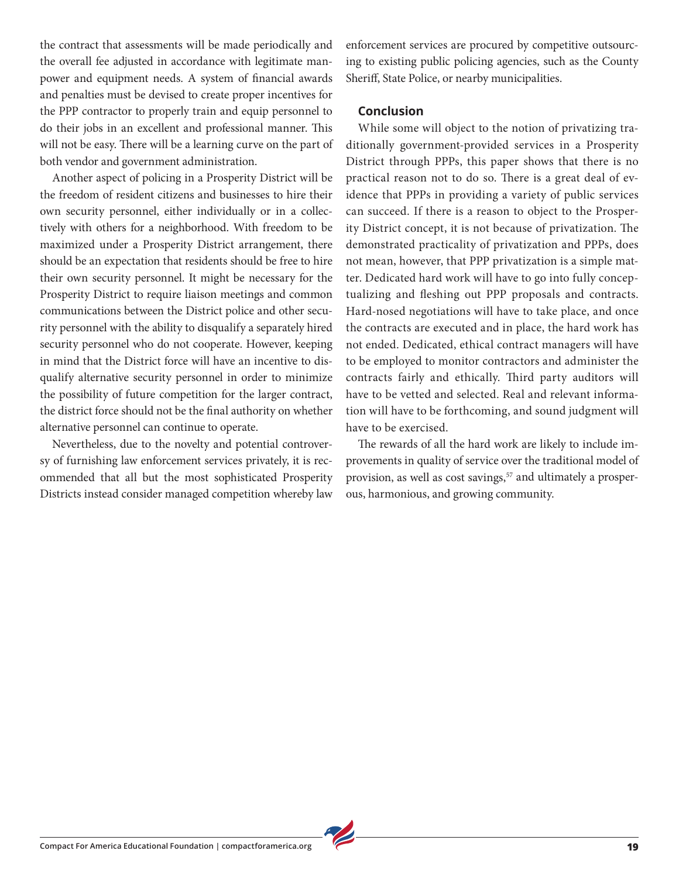the contract that assessments will be made periodically and the overall fee adjusted in accordance with legitimate manpower and equipment needs. A system of financial awards and penalties must be devised to create proper incentives for the PPP contractor to properly train and equip personnel to do their jobs in an excellent and professional manner. This will not be easy. There will be a learning curve on the part of both vendor and government administration.

Another aspect of policing in a Prosperity District will be the freedom of resident citizens and businesses to hire their own security personnel, either individually or in a collectively with others for a neighborhood. With freedom to be maximized under a Prosperity District arrangement, there should be an expectation that residents should be free to hire their own security personnel. It might be necessary for the Prosperity District to require liaison meetings and common communications between the District police and other security personnel with the ability to disqualify a separately hired security personnel who do not cooperate. However, keeping in mind that the District force will have an incentive to disqualify alternative security personnel in order to minimize the possibility of future competition for the larger contract, the district force should not be the final authority on whether alternative personnel can continue to operate.

Nevertheless, due to the novelty and potential controversy of furnishing law enforcement services privately, it is recommended that all but the most sophisticated Prosperity Districts instead consider managed competition whereby law enforcement services are procured by competitive outsourcing to existing public policing agencies, such as the County Sheriff, State Police, or nearby municipalities.

## Conclusion

While some will object to the notion of privatizing traditionally government-provided services in a Prosperity District through PPPs, this paper shows that there is no practical reason not to do so. There is a great deal of evidence that PPPs in providing a variety of public services can succeed. If there is a reason to object to the Prosperity District concept, it is not because of privatization. The demonstrated practicality of privatization and PPPs, does not mean, however, that PPP privatization is a simple matter. Dedicated hard work will have to go into fully conceptualizing and fleshing out PPP proposals and contracts. Hard-nosed negotiations will have to take place, and once the contracts are executed and in place, the hard work has not ended. Dedicated, ethical contract managers will have to be employed to monitor contractors and administer the contracts fairly and ethically. Third party auditors will have to be vetted and selected. Real and relevant information will have to be forthcoming, and sound judgment will have to be exercised.

The rewards of all the hard work are likely to include improvements in quality of service over the traditional model of provision, as well as cost savings,[57] and ultimately a prosperous, harmonious, and growing community.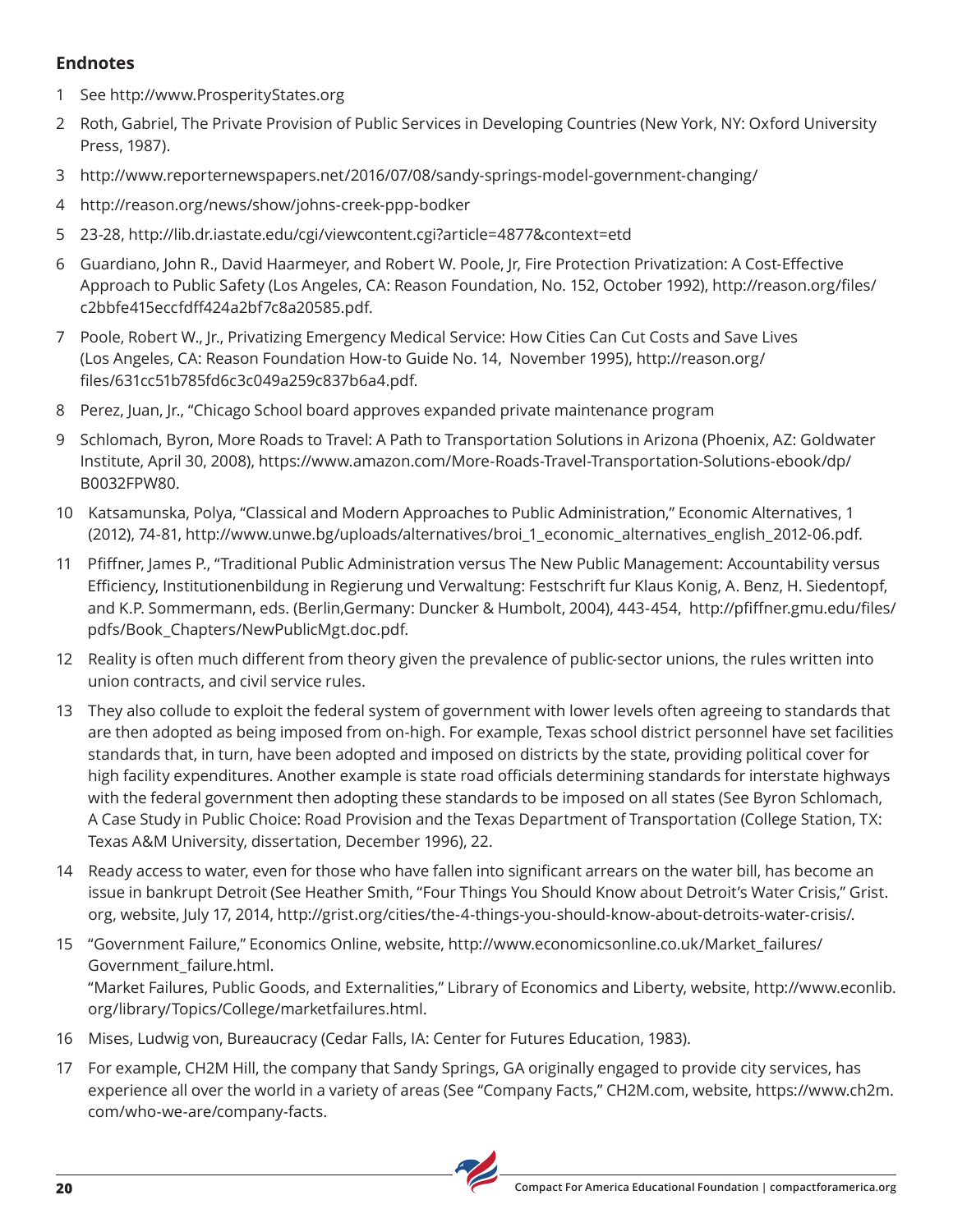## Endnotes

1. See http://www.ProsperityStates.org
2. Roth, Gabriel, The Private Provision of Public Services in Developing Countries (New York, NY: Oxford University Press, 1987).
3. http://www.reporternewspapers.net/2016/07/08/sandy-springs-model-government-changing/
4. http://reason.org/news/show/johns-creek-ppp-bodker
5. 23-28, http://lib.dr.iastate.edu/cgi/viewcontent.cgi?article=4877&context=etd
6. Guardiano, John R., David Haarmeyer, and Robert W. Poole, Jr, Fire Protection Privatization: A Cost-Effective Approach to Public Safety (Los Angeles, CA: Reason Foundation, No. 152, October 1992), http://reason.org/files/c2bbfe415eccfdff424a2bf7c8a20585.pdf.
7. Poole, Robert W., Jr., Privatizing Emergency Medical Service: How Cities Can Cut Costs and Save Lives (Los Angeles, CA: Reason Foundation How-to Guide No. 14, November 1995), http://reason.org/files/631cc51b785fd6c3c049a259c837b6a4.pdf.
8. Perez, Juan, Jr., "Chicago School board approves expanded private maintenance program
9. Schlomach, Byron, More Roads to Travel: A Path to Transportation Solutions in Arizona (Phoenix, AZ: Goldwater Institute, April 30, 2008), https://www.amazon.com/More-Roads-Travel-Transportation-Solutions-ebook/dp/B0032FPW80.
10. Katsamunska, Polya, "Classical and Modern Approaches to Public Administration," Economic Alternatives, 1 (2012), 74-81, http://www.unwe.bg/uploads/alternatives/broi_1_economic_alternatives_english_2012-06.pdf.
11. Pfiffner, James P., "Traditional Public Administration versus The New Public Management: Accountability versus Efficiency, Institutionenbildung in Regierung und Verwaltung: Festschrift fur Klaus Konig, A. Benz, H. Siedentopf, and K.P. Sommermann, eds. (Berlin,Germany: Duncker & Humbolt, 2004), 443-454, http://pfiffner.gmu.edu/files/pdfs/Book_Chapters/NewPublicMgt.doc.pdf.
12. Reality is often much different from theory given the prevalence of public-sector unions, the rules written into union contracts, and civil service rules.
13. They also collude to exploit the federal system of government with lower levels often agreeing to standards that are then adopted as being imposed from on-high. For example, Texas school district personnel have set facilities standards that, in turn, have been adopted and imposed on districts by the state, providing political cover for high facility expenditures. Another example is state road officials determining standards for interstate highways with the federal government then adopting these standards to be imposed on all states (See Byron Schlomach, A Case Study in Public Choice: Road Provision and the Texas Department of Transportation (College Station, TX: Texas A&M University, dissertation, December 1996), 22.
14. Ready access to water, even for those who have fallen into significant arrears on the water bill, has become an issue in bankrupt Detroit (See Heather Smith, "Four Things You Should Know about Detroit's Water Crisis," Grist.org, website, July 17, 2014, http://grist.org/cities/the-4-things-you-should-know-about-detroits-water-crisis/.
15. "Government Failure," Economics Online, website, http://www.economicsonline.co.uk/Market_failures/Government_failure.html.
    "Market Failures, Public Goods, and Externalities," Library of Economics and Liberty, website, http://www.econlib.org/library/Topics/College/marketfailures.html.
16. Mises, Ludwig von, Bureaucracy (Cedar Falls, IA: Center for Futures Education, 1983).
17. For example, CH2M Hill, the company that Sandy Springs, GA originally engaged to provide city services, has experience all over the world in a variety of areas (See "Company Facts," CH2M.com, website, https://www.ch2m.com/who-we-are/company-facts.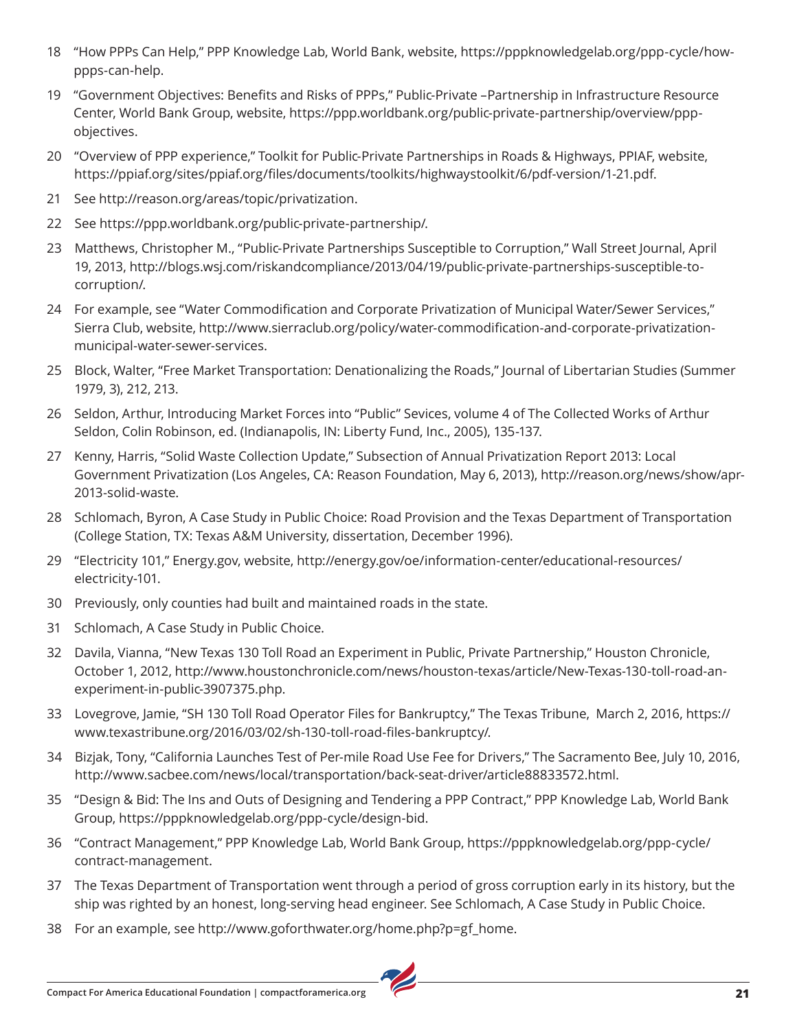18 "How PPPs Can Help," PPP Knowledge Lab, World Bank, website, https://pppknowledgelab.org/ppp-cycle/how-ppps-can-help.

19 "Government Objectives: Benefits and Risks of PPPs," Public-Private –Partnership in Infrastructure Resource Center, World Bank Group, website, https://ppp.worldbank.org/public-private-partnership/overview/ppp-objectives.

20 "Overview of PPP experience," Toolkit for Public-Private Partnerships in Roads & Highways, PPIAF, website, https://ppiaf.org/sites/ppiaf.org/files/documents/toolkits/highwaystoolkit/6/pdf-version/1-21.pdf.

21 See http://reason.org/areas/topic/privatization.

22 See https://ppp.worldbank.org/public-private-partnership/.

23 Matthews, Christopher M., "Public-Private Partnerships Susceptible to Corruption," Wall Street Journal, April 19, 2013, http://blogs.wsj.com/riskandcompliance/2013/04/19/public-private-partnerships-susceptible-to-corruption/.

24 For example, see "Water Commodification and Corporate Privatization of Municipal Water/Sewer Services," Sierra Club, website, http://www.sierraclub.org/policy/water-commodification-and-corporate-privatization-municipal-water-sewer-services.

25 Block, Walter, "Free Market Transportation: Denationalizing the Roads," Journal of Libertarian Studies (Summer 1979, 3), 212, 213.

26 Seldon, Arthur, Introducing Market Forces into "Public" Sevices, volume 4 of The Collected Works of Arthur Seldon, Colin Robinson, ed. (Indianapolis, IN: Liberty Fund, Inc., 2005), 135-137.

27 Kenny, Harris, "Solid Waste Collection Update," Subsection of Annual Privatization Report 2013: Local Government Privatization (Los Angeles, CA: Reason Foundation, May 6, 2013), http://reason.org/news/show/apr-2013-solid-waste.

28 Schlomach, Byron, A Case Study in Public Choice: Road Provision and the Texas Department of Transportation (College Station, TX: Texas A&M University, dissertation, December 1996).

29 "Electricity 101," Energy.gov, website, http://energy.gov/oe/information-center/educational-resources/electricity-101.

30 Previously, only counties had built and maintained roads in the state.

31 Schlomach, A Case Study in Public Choice.

32 Davila, Vianna, "New Texas 130 Toll Road an Experiment in Public, Private Partnership," Houston Chronicle, October 1, 2012, http://www.houstonchronicle.com/news/houston-texas/article/New-Texas-130-toll-road-an-experiment-in-public-3907375.php.

33 Lovegrove, Jamie, "SH 130 Toll Road Operator Files for Bankruptcy," The Texas Tribune, March 2, 2016, https://www.texastribune.org/2016/03/02/sh-130-toll-road-files-bankruptcy/.

34 Bizjak, Tony, "California Launches Test of Per-mile Road Use Fee for Drivers," The Sacramento Bee, July 10, 2016, http://www.sacbee.com/news/local/transportation/back-seat-driver/article88833572.html.

35 "Design & Bid: The Ins and Outs of Designing and Tendering a PPP Contract," PPP Knowledge Lab, World Bank Group, https://pppknowledgelab.org/ppp-cycle/design-bid.

36 "Contract Management," PPP Knowledge Lab, World Bank Group, https://pppknowledgelab.org/ppp-cycle/contract-management.

37 The Texas Department of Transportation went through a period of gross corruption early in its history, but the ship was righted by an honest, long-serving head engineer. See Schlomach, A Case Study in Public Choice.

38 For an example, see http://www.goforthwater.org/home.php?p=gf_home.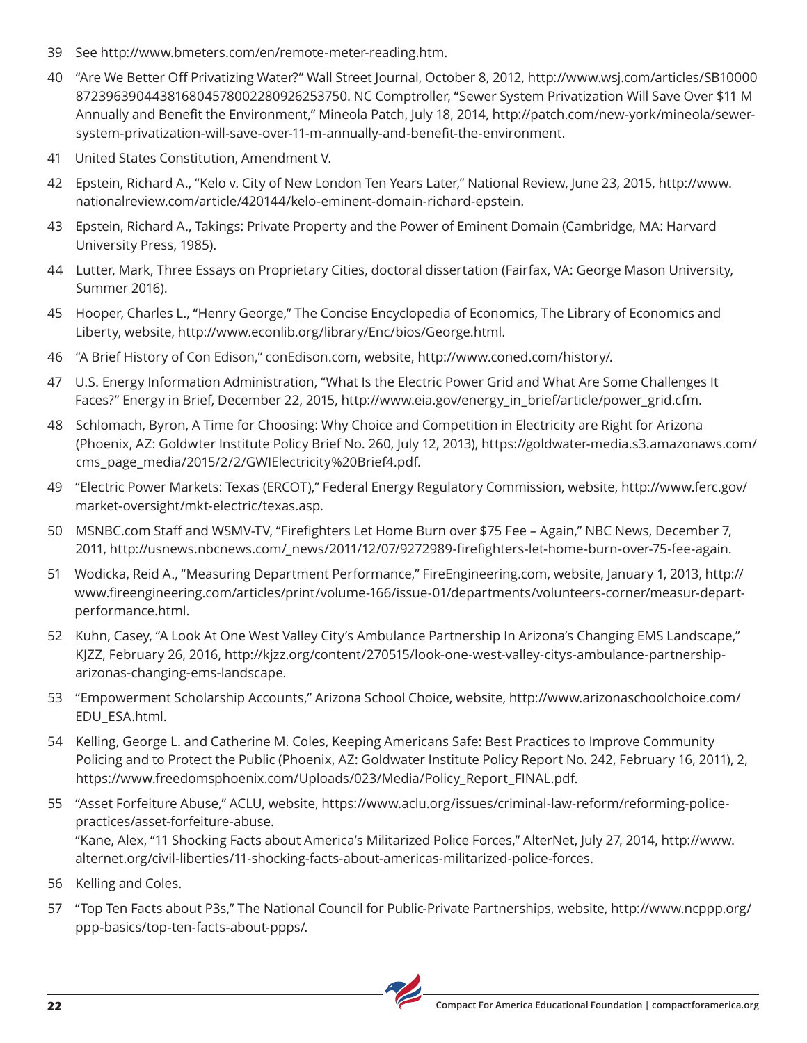39 See http://www.bmeters.com/en/remote-meter-reading.htm.

40 "Are We Better Off Privatizing Water?" Wall Street Journal, October 8, 2012, http://www.wsj.com/articles/SB10000872396390443816804578002280926253750. NC Comptroller, "Sewer System Privatization Will Save Over $11 M Annually and Benefit the Environment," Mineola Patch, July 18, 2014, http://patch.com/new-york/mineola/sewer-system-privatization-will-save-over-11-m-annually-and-benefit-the-environment.

41 United States Constitution, Amendment V.

42 Epstein, Richard A., "Kelo v. City of New London Ten Years Later," National Review, June 23, 2015, http://www.nationalreview.com/article/420144/kelo-eminent-domain-richard-epstein.

43 Epstein, Richard A., Takings: Private Property and the Power of Eminent Domain (Cambridge, MA: Harvard University Press, 1985).

44 Lutter, Mark, Three Essays on Proprietary Cities, doctoral dissertation (Fairfax, VA: George Mason University, Summer 2016).

45 Hooper, Charles L., "Henry George," The Concise Encyclopedia of Economics, The Library of Economics and Liberty, website, http://www.econlib.org/library/Enc/bios/George.html.

46 "A Brief History of Con Edison," conEdison.com, website, http://www.coned.com/history/.

47 U.S. Energy Information Administration, "What Is the Electric Power Grid and What Are Some Challenges It Faces?" Energy in Brief, December 22, 2015, http://www.eia.gov/energy_in_brief/article/power_grid.cfm.

48 Schlomach, Byron, A Time for Choosing: Why Choice and Competition in Electricity are Right for Arizona (Phoenix, AZ: Goldwter Institute Policy Brief No. 260, July 12, 2013), https://goldwater-media.s3.amazonaws.com/cms_page_media/2015/2/2/GWIElectricity%20Brief4.pdf.

49 "Electric Power Markets: Texas (ERCOT)," Federal Energy Regulatory Commission, website, http://www.ferc.gov/market-oversight/mkt-electric/texas.asp.

50 MSNBC.com Staff and WSMV-TV, "Firefighters Let Home Burn over $75 Fee – Again," NBC News, December 7, 2011, http://usnews.nbcnews.com/_news/2011/12/07/9272989-firefighters-let-home-burn-over-75-fee-again.

51 Wodicka, Reid A., "Measuring Department Performance," FireEngineering.com, website, January 1, 2013, http://www.fireengineering.com/articles/print/volume-166/issue-01/departments/volunteers-corner/measur-depart-performance.html.

52 Kuhn, Casey, "A Look At One West Valley City's Ambulance Partnership In Arizona's Changing EMS Landscape," KJZZ, February 26, 2016, http://kjzz.org/content/270515/look-one-west-valley-citys-ambulance-partnership-arizonas-changing-ems-landscape.

53 "Empowerment Scholarship Accounts," Arizona School Choice, website, http://www.arizonaschoolchoice.com/EDU_ESA.html.

54 Kelling, George L. and Catherine M. Coles, Keeping Americans Safe: Best Practices to Improve Community Policing and to Protect the Public (Phoenix, AZ: Goldwater Institute Policy Report No. 242, February 16, 2011), 2, https://www.freedomsphoenix.com/Uploads/023/Media/Policy_Report_FINAL.pdf.

55 "Asset Forfeiture Abuse," ACLU, website, https://www.aclu.org/issues/criminal-law-reform/reforming-police-practices/asset-forfeiture-abuse.
"Kane, Alex, "11 Shocking Facts about America's Militarized Police Forces," AlterNet, July 27, 2014, http://www.alternet.org/civil-liberties/11-shocking-facts-about-americas-militarized-police-forces.

56 Kelling and Coles.

57 "Top Ten Facts about P3s," The National Council for Public-Private Partnerships, website, http://www.ncppp.org/ppp-basics/top-ten-facts-about-ppps/.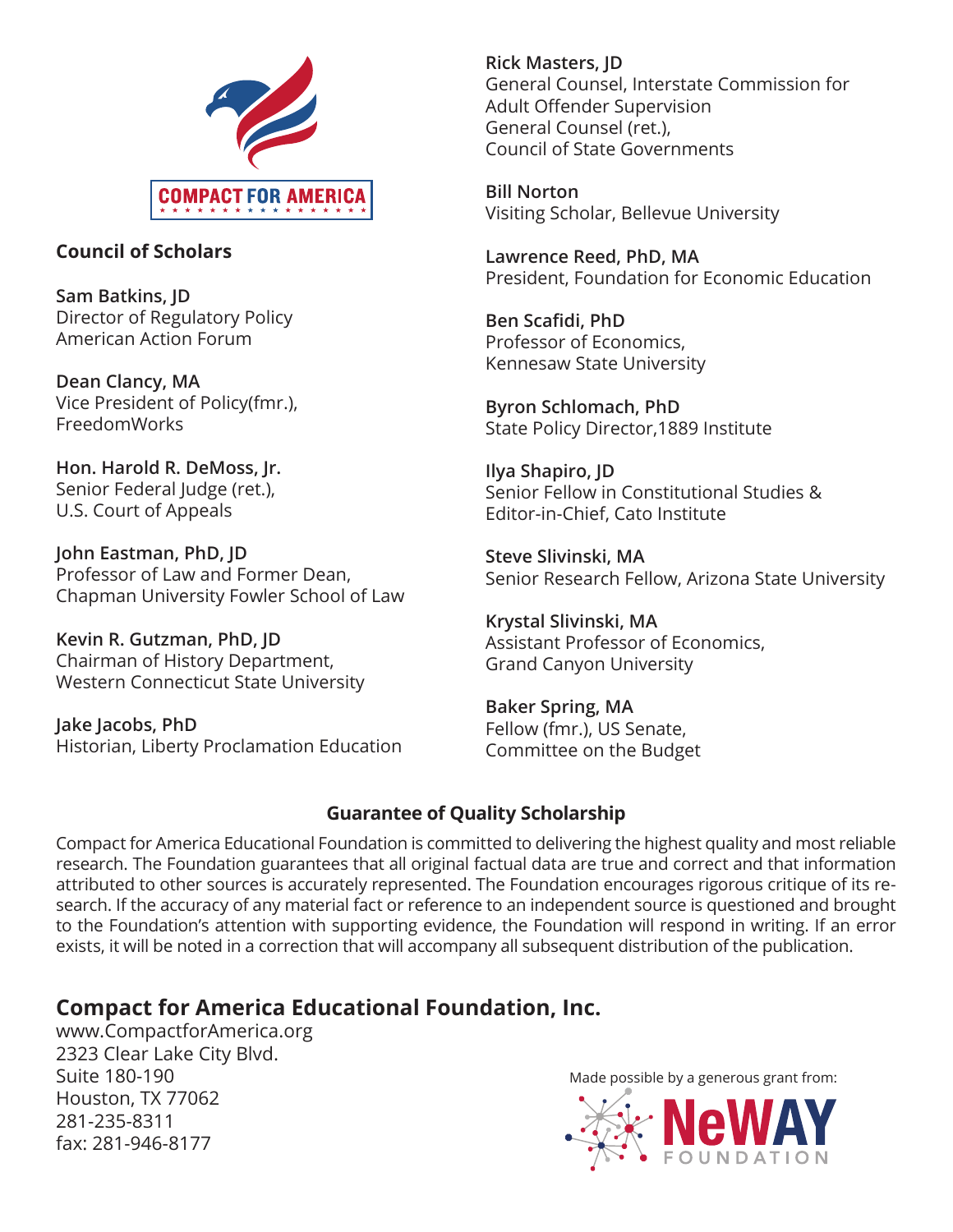COMPACT FOR AMERICA

## Council of Scholars

**Sam Batkins, JD**
Director of Regulatory Policy
American Action Forum

**Dean Clancy, MA**
Vice President of Policy(fmr.),
FreedomWorks

**Hon. Harold R. DeMoss, Jr.**
Senior Federal Judge (ret.),
U.S. Court of Appeals

**John Eastman, PhD, JD**
Professor of Law and Former Dean,
Chapman University Fowler School of Law

**Kevin R. Gutzman, PhD, JD**
Chairman of History Department,
Western Connecticut State University

**Jake Jacobs, PhD**
Historian, Liberty Proclamation Education

**Rick Masters, JD**
General Counsel, Interstate Commission for
Adult Offender Supervision
General Counsel (ret.),
Council of State Governments

**Bill Norton**
Visiting Scholar, Bellevue University

**Lawrence Reed, PhD, MA**
President, Foundation for Economic Education

**Ben Scafidi, PhD**
Professor of Economics,
Kennesaw State University

**Byron Schlomach, PhD**
State Policy Director,1889 Institute

**Ilya Shapiro, JD**
Senior Fellow in Constitutional Studies &
Editor-in-Chief, Cato Institute

**Steve Slivinski, MA**
Senior Research Fellow, Arizona State University

**Krystal Slivinski, MA**
Assistant Professor of Economics,
Grand Canyon University

**Baker Spring, MA**
Fellow (fmr.), US Senate,
Committee on the Budget

### Guarantee of Quality Scholarship

Compact for America Educational Foundation is committed to delivering the highest quality and most reliable research. The Foundation guarantees that all original factual data are true and correct and that information attributed to other sources is accurately represented. The Foundation encourages rigorous critique of its research. If the accuracy of any material fact or reference to an independent source is questioned and brought to the Foundation's attention with supporting evidence, the Foundation will respond in writing. If an error exists, it will be noted in a correction that will accompany all subsequent distribution of the publication.

## Compact for America Educational Foundation, Inc.

www.CompactforAmerica.org
2323 Clear Lake City Blvd.
Suite 180-190
Houston, TX 77062
281-235-8311
fax: 281-946-8177

Made possible by a generous grant from:

NeWAY FOUNDATION